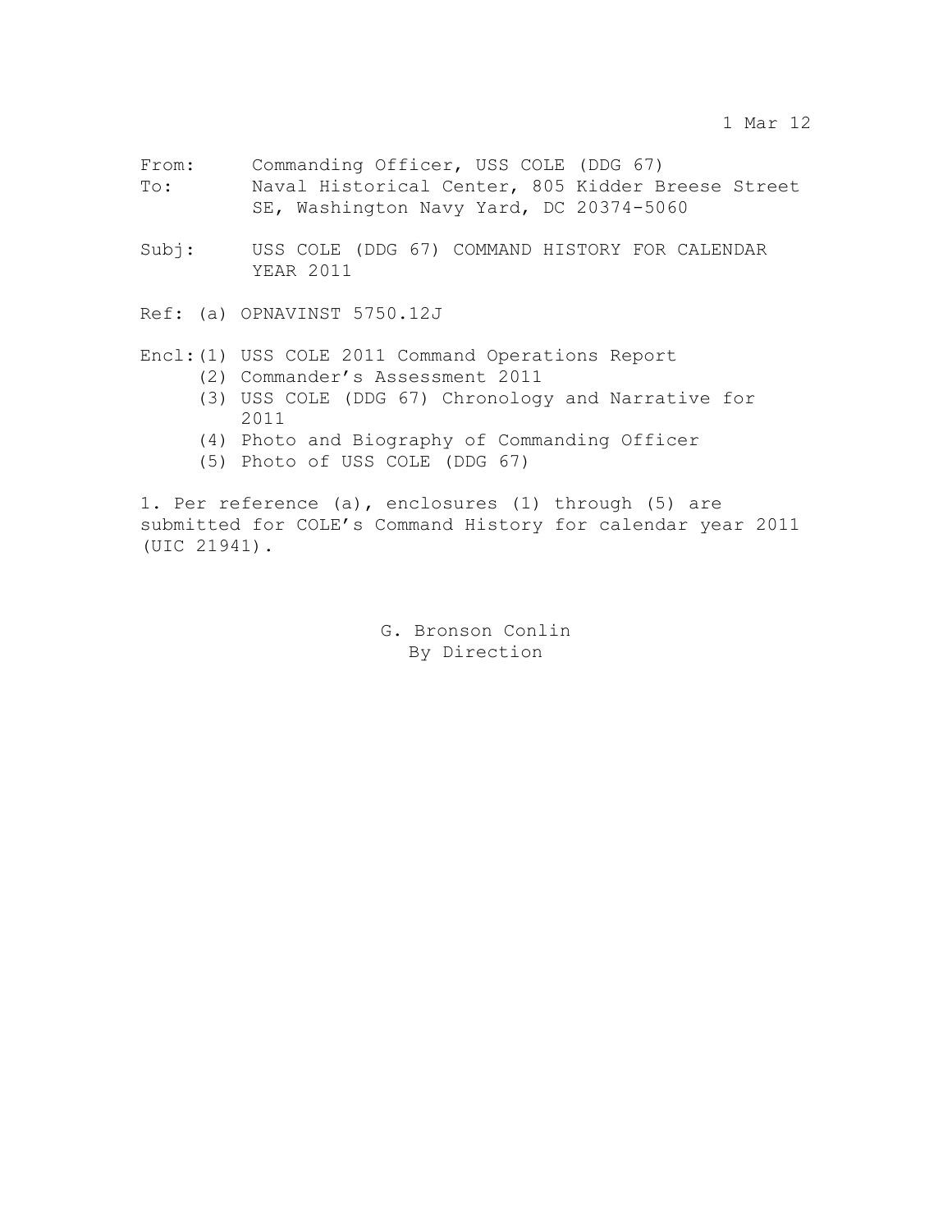1 Mar 12

From: Commanding Officer, USS COLE (DDG 67)
To: Naval Historical Center, 805 Kidder Breese Street SE, Washington Navy Yard, DC 20374-5060

Subj: USS COLE (DDG 67) COMMAND HISTORY FOR CALENDAR YEAR 2011

Ref: (a) OPNAVINST 5750.12J

Encl: (1) USS COLE 2011 Command Operations Report
(2) Commander's Assessment 2011
(3) USS COLE (DDG 67) Chronology and Narrative for 2011
(4) Photo and Biography of Commanding Officer
(5) Photo of USS COLE (DDG 67)

1. Per reference (a), enclosures (1) through (5) are submitted for COLE's Command History for calendar year 2011 (UIC 21941).

G. Bronson Conlin
By Direction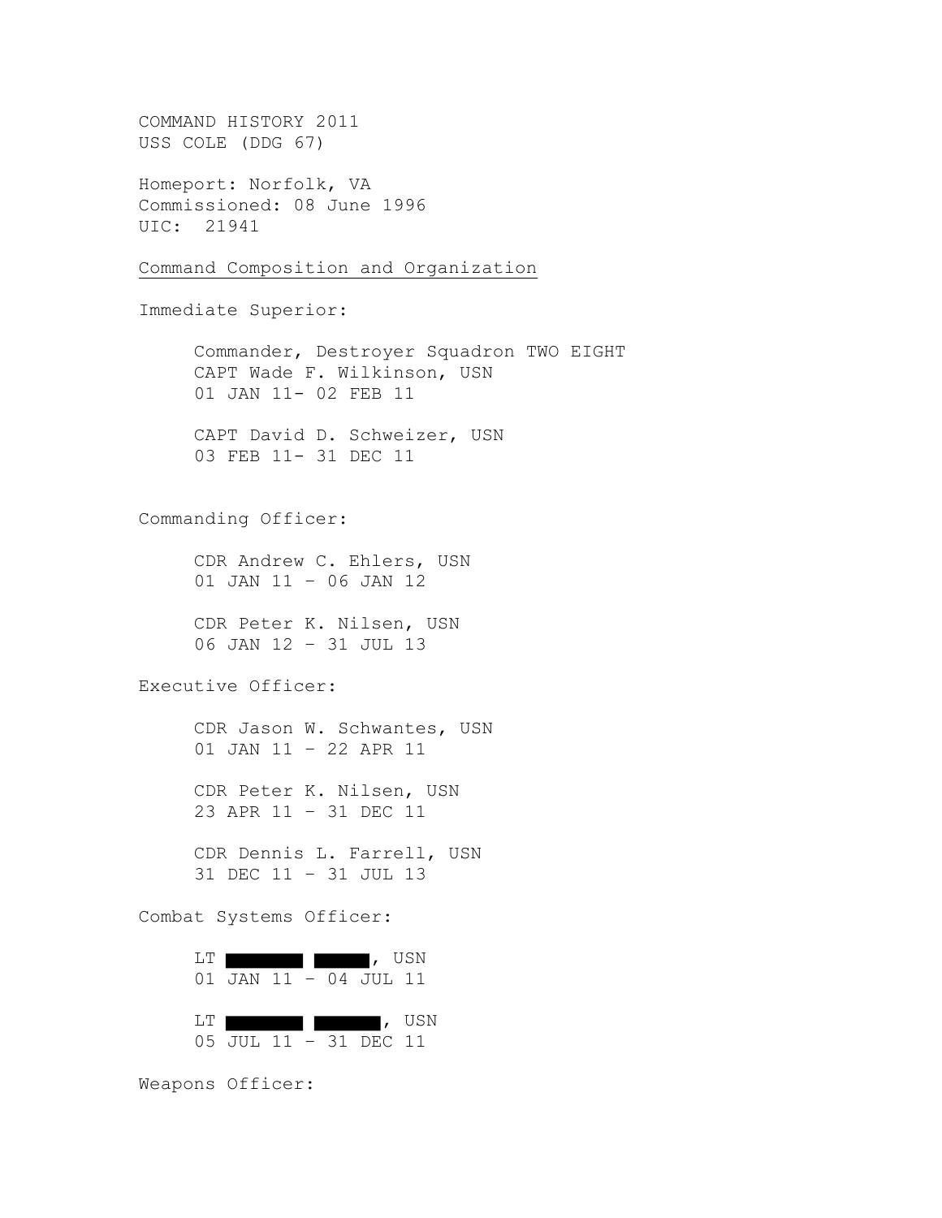COMMAND HISTORY 2011
USS COLE (DDG 67)

Homeport: Norfolk, VA
Commissioned: 08 June 1996
UIC: 21941

Command Composition and Organization

Immediate Superior:

Commander, Destroyer Squadron TWO EIGHT
CAPT Wade F. Wilkinson, USN
01 JAN 11- 02 FEB 11

CAPT David D. Schweizer, USN
03 FEB 11- 31 DEC 11

Commanding Officer:

CDR Andrew C. Ehlers, USN
01 JAN 11 – 06 JAN 12

CDR Peter K. Nilsen, USN
06 JAN 12 – 31 JUL 13

Executive Officer:

CDR Jason W. Schwantes, USN
01 JAN 11 – 22 APR 11

CDR Peter K. Nilsen, USN
23 APR 11 – 31 DEC 11

CDR Dennis L. Farrell, USN
31 DEC 11 – 31 JUL 13

Combat Systems Officer:

LT ████ ████, USN
01 JAN 11 – 04 JUL 11

LT ████ ████, USN
05 JUL 11 – 31 DEC 11

Weapons Officer: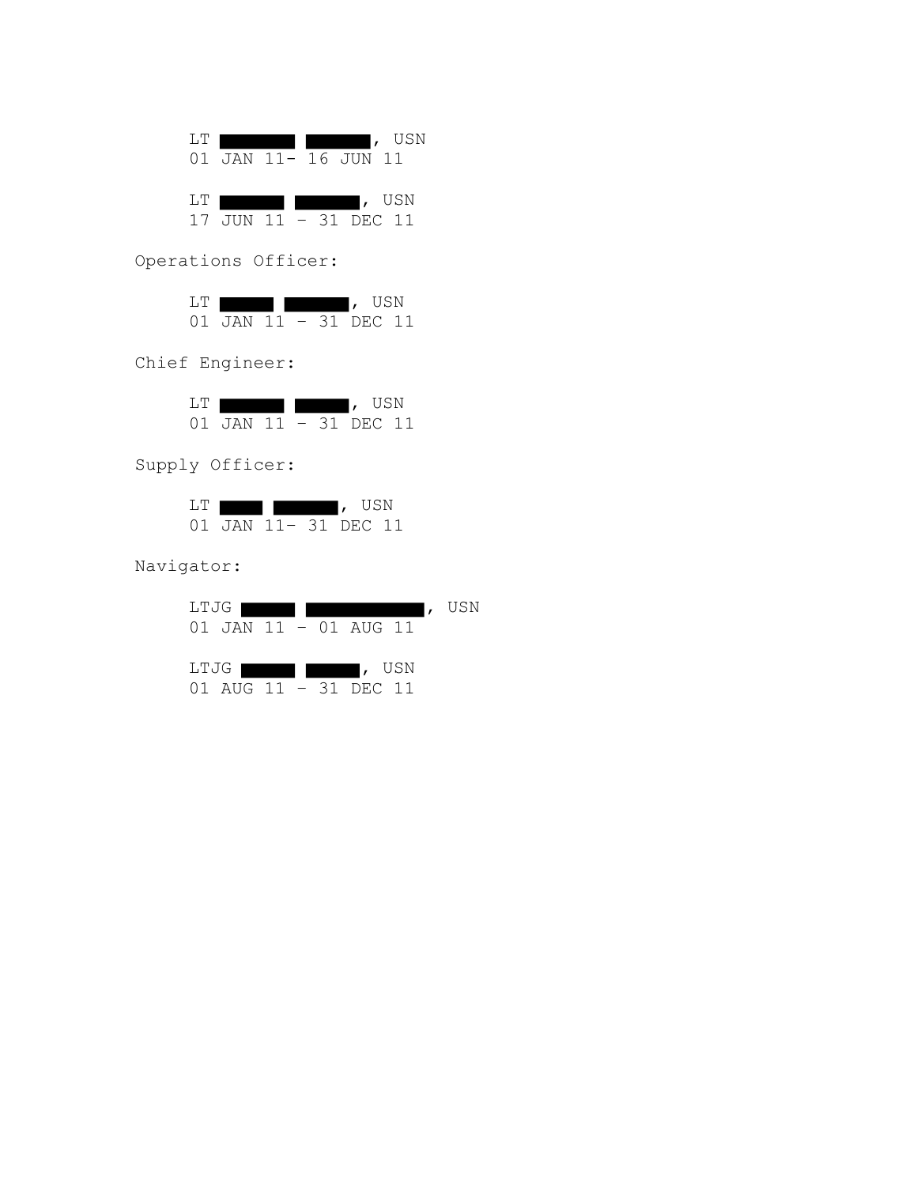LT ████ ████, USN
01 JAN 11- 16 JUN 11

LT ████ ████, USN
17 JUN 11 – 31 DEC 11

Operations Officer:

LT ████ ████, USN
01 JAN 11 – 31 DEC 11

Chief Engineer:

LT ████ ████, USN
01 JAN 11 – 31 DEC 11

Supply Officer:

LT ████ ████, USN
01 JAN 11- 31 DEC 11

Navigator:

LTJG ████ ████, USN
01 JAN 11 – 01 AUG 11

LTJG ████ ████, USN
01 AUG 11 – 31 DEC 11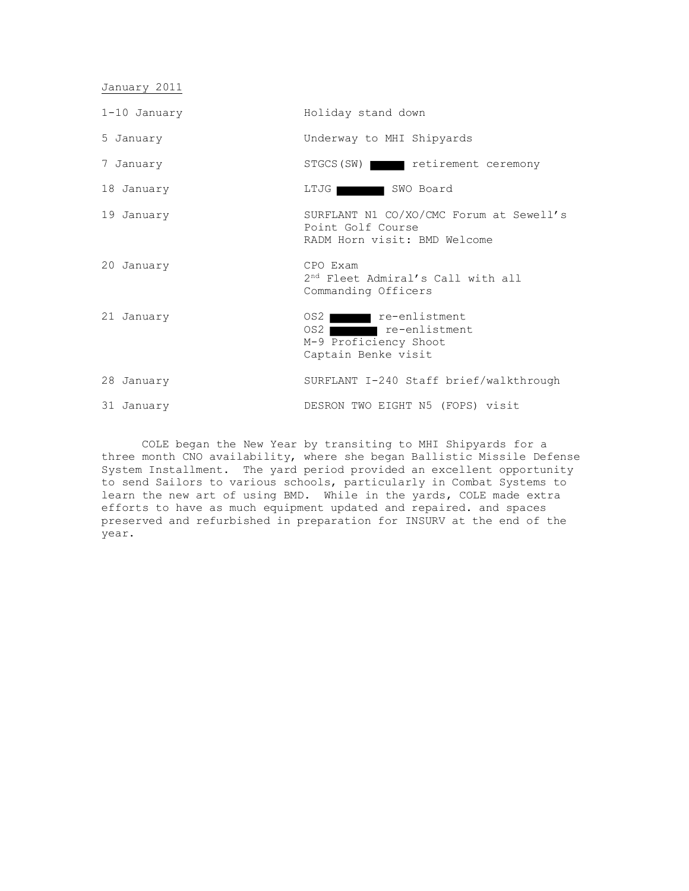January 2011

| | |
|---|---|
| 1-10 January | Holiday stand down |
| 5 January | Underway to MHI Shipyards |
| 7 January | STGCS(SW) ██████ retirement ceremony |
| 18 January | LTJG ██████ SWO Board |
| 19 January | SURFLANT N1 CO/XO/CMC Forum at Sewell's Point Golf Course<br>RADM Horn visit: BMD Welcome |
| 20 January | CPO Exam<br>2nd Fleet Admiral's Call with all Commanding Officers |
| 21 January | OS2 ██████ re-enlistment<br>OS2 ██████ re-enlistment<br>M-9 Proficiency Shoot<br>Captain Benke visit |
| 28 January | SURFLANT I-240 Staff brief/walkthrough |
| 31 January | DESRON TWO EIGHT N5 (FOPS) visit |

COLE began the New Year by transiting to MHI Shipyards for a three month CNO availability, where she began Ballistic Missile Defense System Installment. The yard period provided an excellent opportunity to send Sailors to various schools, particularly in Combat Systems to learn the new art of using BMD. While in the yards, COLE made extra efforts to have as much equipment updated and repaired. and spaces preserved and refurbished in preparation for INSURV at the end of the year.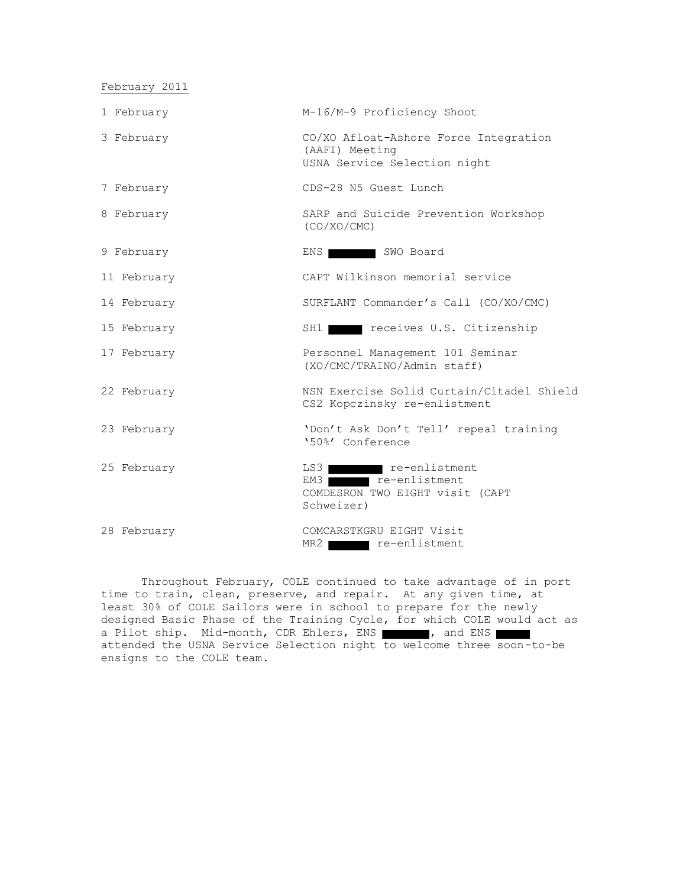February 2011

| | |
|---|---|
| 1 February | M-16/M-9 Proficiency Shoot |
| 3 February | CO/XO Afloat-Ashore Force Integration (AAFI) Meeting<br>USNA Service Selection night |
| 7 February | CDS-28 N5 Guest Lunch |
| 8 February | SARP and Suicide Prevention Workshop (CO/XO/CMC) |
| 9 February | ENS ███████ SWO Board |
| 11 February | CAPT Wilkinson memorial service |
| 14 February | SURFLANT Commander's Call (CO/XO/CMC) |
| 15 February | SH1 █████ receives U.S. Citizenship |
| 17 February | Personnel Management 101 Seminar (XO/CMC/TRAINO/Admin staff) |
| 22 February | NSN Exercise Solid Curtain/Citadel Shield<br>CS2 Kopczinsky re-enlistment |
| 23 February | 'Don't Ask Don't Tell' repeal training<br>'50%' Conference |
| 25 February | LS3 ████████ re-enlistment<br>EM3 ██████ re-enlistment<br>COMDESRON TWO EIGHT visit (CAPT Schweizer) |
| 28 February | COMCARSTKGRU EIGHT Visit<br>MR2 ██████ re-enlistment |

Throughout February, COLE continued to take advantage of in port time to train, clean, preserve, and repair. At any given time, at least 30% of COLE Sailors were in school to prepare for the newly designed Basic Phase of the Training Cycle, for which COLE would act as a Pilot ship. Mid-month, CDR Ehlers, ENS ███████, and ENS █████ attended the USNA Service Selection night to welcome three soon-to-be ensigns to the COLE team.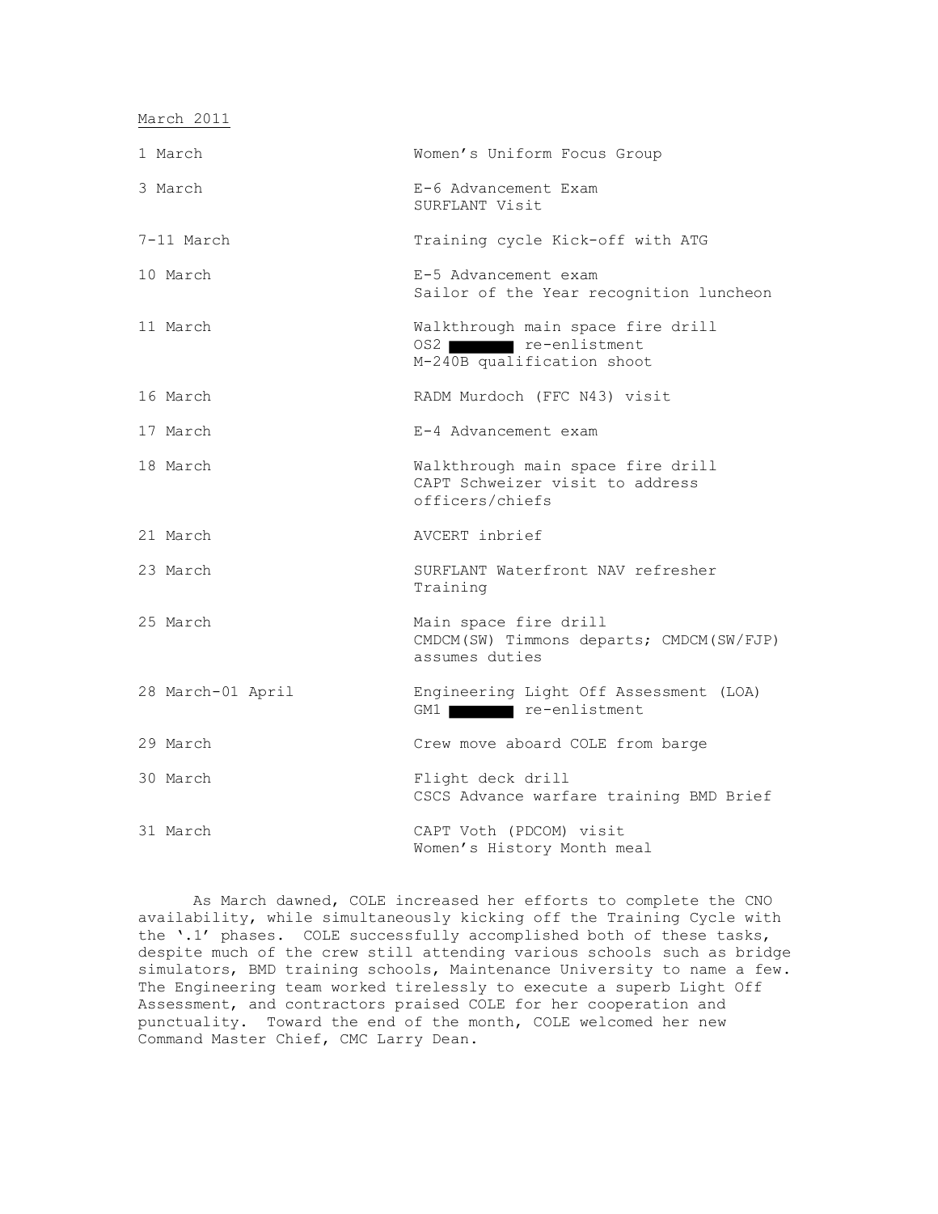March 2011

| | |
|---|---|
| 1 March | Women's Uniform Focus Group |
| 3 March | E-6 Advancement Exam<br>SURFLANT Visit |
| 7-11 March | Training cycle Kick-off with ATG |
| 10 March | E-5 Advancement exam<br>Sailor of the Year recognition luncheon |
| 11 March | Walkthrough main space fire drill<br>OS2 ████ re-enlistment<br>M-240B qualification shoot |
| 16 March | RADM Murdoch (FFC N43) visit |
| 17 March | E-4 Advancement exam |
| 18 March | Walkthrough main space fire drill<br>CAPT Schweizer visit to address officers/chiefs |
| 21 March | AVCERT inbrief |
| 23 March | SURFLANT Waterfront NAV refresher Training |
| 25 March | Main space fire drill<br>CMDCM(SW) Timmons departs; CMDCM(SW/FJP) assumes duties |
| 28 March-01 April | Engineering Light Off Assessment (LOA)<br>GM1 ████ re-enlistment |
| 29 March | Crew move aboard COLE from barge |
| 30 March | Flight deck drill<br>CSCS Advance warfare training BMD Brief |
| 31 March | CAPT Voth (PDCOM) visit<br>Women's History Month meal |

As March dawned, COLE increased her efforts to complete the CNO availability, while simultaneously kicking off the Training Cycle with the '.1' phases. COLE successfully accomplished both of these tasks, despite much of the crew still attending various schools such as bridge simulators, BMD training schools, Maintenance University to name a few. The Engineering team worked tirelessly to execute a superb Light Off Assessment, and contractors praised COLE for her cooperation and punctuality. Toward the end of the month, COLE welcomed her new Command Master Chief, CMC Larry Dean.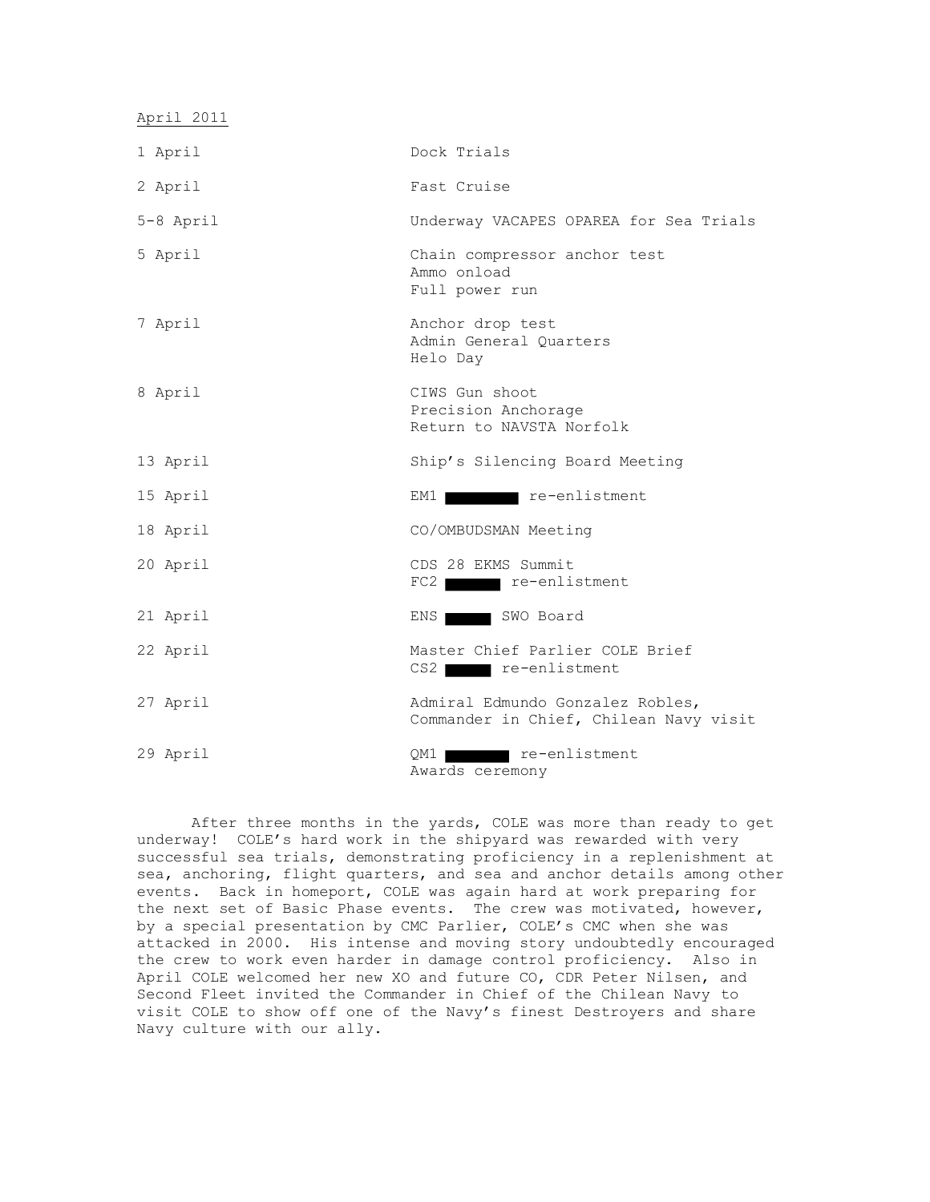April 2011

| | |
|---|---|
| 1 April | Dock Trials |
| 2 April | Fast Cruise |
| 5-8 April | Underway VACAPES OPAREA for Sea Trials |
| 5 April | Chain compressor anchor test<br>Ammo onload<br>Full power run |
| 7 April | Anchor drop test<br>Admin General Quarters<br>Helo Day |
| 8 April | CIWS Gun shoot<br>Precision Anchorage<br>Return to NAVSTA Norfolk |
| 13 April | Ship's Silencing Board Meeting |
| 15 April | EM1 ██████ re-enlistment |
| 18 April | CO/OMBUDSMAN Meeting |
| 20 April | CDS 28 EKMS Summit<br>FC2 █████ re-enlistment |
| 21 April | ENS ████ SWO Board |
| 22 April | Master Chief Parlier COLE Brief<br>CS2 ████ re-enlistment |
| 27 April | Admiral Edmundo Gonzalez Robles,<br>Commander in Chief, Chilean Navy visit |
| 29 April | QM1 ██████ re-enlistment<br>Awards ceremony |

After three months in the yards, COLE was more than ready to get underway! COLE's hard work in the shipyard was rewarded with very successful sea trials, demonstrating proficiency in a replenishment at sea, anchoring, flight quarters, and sea and anchor details among other events. Back in homeport, COLE was again hard at work preparing for the next set of Basic Phase events. The crew was motivated, however, by a special presentation by CMC Parlier, COLE's CMC when she was attacked in 2000. His intense and moving story undoubtedly encouraged the crew to work even harder in damage control proficiency. Also in April COLE welcomed her new XO and future CO, CDR Peter Nilsen, and Second Fleet invited the Commander in Chief of the Chilean Navy to visit COLE to show off one of the Navy's finest Destroyers and share Navy culture with our ally.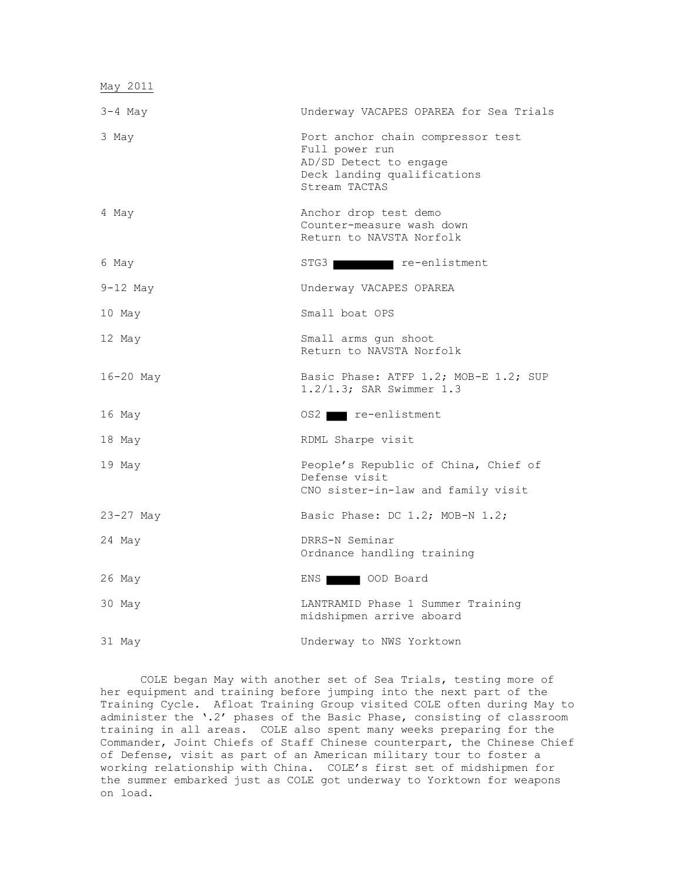May 2011

| | |
|---|---|
| 3-4 May | Underway VACAPES OPAREA for Sea Trials |
| 3 May | Port anchor chain compressor test<br>Full power run<br>AD/SD Detect to engage<br>Deck landing qualifications<br>Stream TACTAS |
| 4 May | Anchor drop test demo<br>Counter-measure wash down<br>Return to NAVSTA Norfolk |
| 6 May | STG3 ██████ re-enlistment |
| 9-12 May | Underway VACAPES OPAREA |
| 10 May | Small boat OPS |
| 12 May | Small arms gun shoot<br>Return to NAVSTA Norfolk |
| 16-20 May | Basic Phase: ATFP 1.2; MOB-E 1.2; SUP 1.2/1.3; SAR Swimmer 1.3 |
| 16 May | OS2 ██ re-enlistment |
| 18 May | RDML Sharpe visit |
| 19 May | People's Republic of China, Chief of Defense visit<br>CNO sister-in-law and family visit |
| 23-27 May | Basic Phase: DC 1.2; MOB-N 1.2; |
| 24 May | DRRS-N Seminar<br>Ordnance handling training |
| 26 May | ENS ███ OOD Board |
| 30 May | LANTRAMID Phase 1 Summer Training midshipmen arrive aboard |
| 31 May | Underway to NWS Yorktown |

COLE began May with another set of Sea Trials, testing more of her equipment and training before jumping into the next part of the Training Cycle. Afloat Training Group visited COLE often during May to administer the '.2' phases of the Basic Phase, consisting of classroom training in all areas. COLE also spent many weeks preparing for the Commander, Joint Chiefs of Staff Chinese counterpart, the Chinese Chief of Defense, visit as part of an American military tour to foster a working relationship with China. COLE's first set of midshipmen for the summer embarked just as COLE got underway to Yorktown for weapons on load.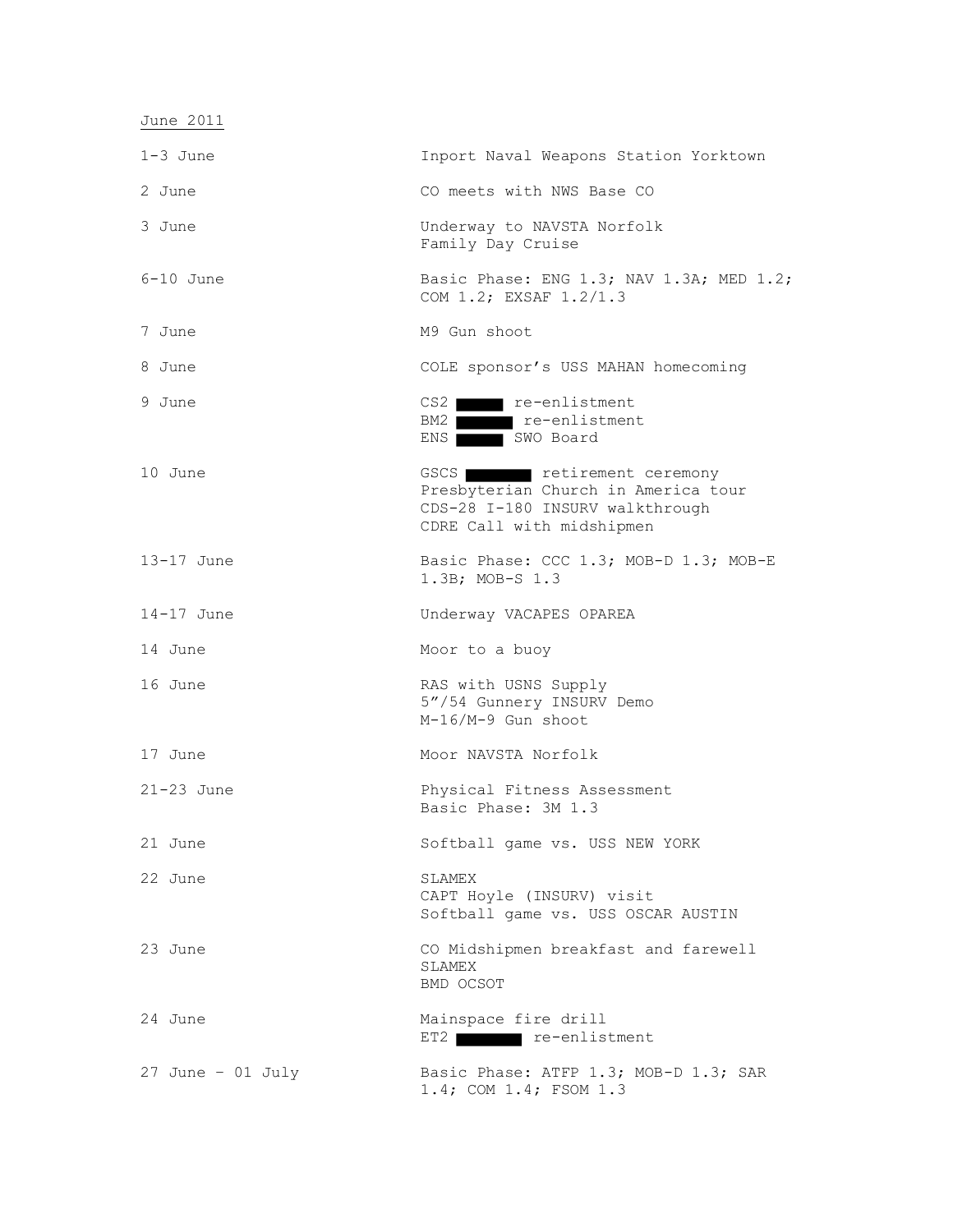June 2011

| | |
|---|---|
| 1-3 June | Inport Naval Weapons Station Yorktown |
| 2 June | CO meets with NWS Base CO |
| 3 June | Underway to NAVSTA Norfolk<br>Family Day Cruise |
| 6-10 June | Basic Phase: ENG 1.3; NAV 1.3A; MED 1.2; COM 1.2; EXSAF 1.2/1.3 |
| 7 June | M9 Gun shoot |
| 8 June | COLE sponsor's USS MAHAN homecoming |
| 9 June | CS2 ████ re-enlistment<br>BM2 ████ re-enlistment<br>ENS ████ SWO Board |
| 10 June | GSCS ████ retirement ceremony<br>Presbyterian Church in America tour<br>CDS-28 I-180 INSURV walkthrough<br>CDRE Call with midshipmen |
| 13-17 June | Basic Phase: CCC 1.3; MOB-D 1.3; MOB-E 1.3B; MOB-S 1.3 |
| 14-17 June | Underway VACAPES OPAREA |
| 14 June | Moor to a buoy |
| 16 June | RAS with USNS Supply<br>5"/54 Gunnery INSURV Demo<br>M-16/M-9 Gun shoot |
| 17 June | Moor NAVSTA Norfolk |
| 21-23 June | Physical Fitness Assessment<br>Basic Phase: 3M 1.3 |
| 21 June | Softball game vs. USS NEW YORK |
| 22 June | SLAMEX<br>CAPT Hoyle (INSURV) visit<br>Softball game vs. USS OSCAR AUSTIN |
| 23 June | CO Midshipmen breakfast and farewell<br>SLAMEX<br>BMD OCSOT |
| 24 June | Mainspace fire drill<br>ET2 ████ re-enlistment |
| 27 June – 01 July | Basic Phase: ATFP 1.3; MOB-D 1.3; SAR 1.4; COM 1.4; FSOM 1.3 |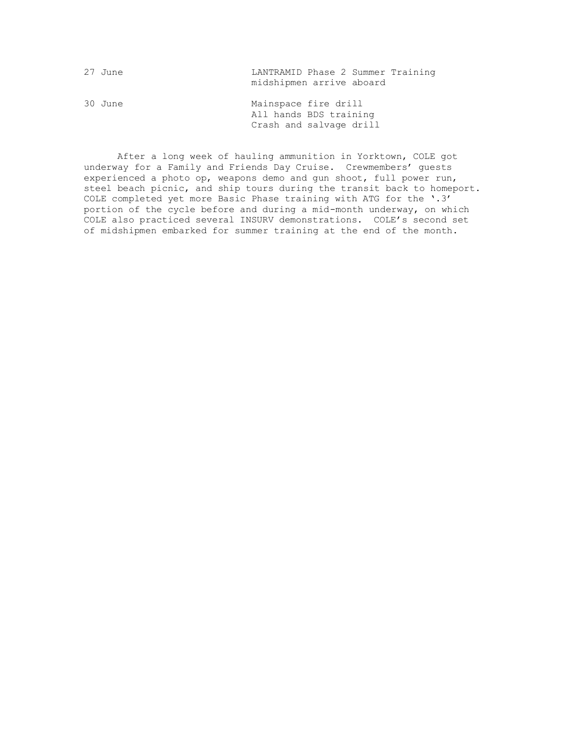| | |
|---|---|
| 27 June | LANTRAMID Phase 2 Summer Training midshipmen arrive aboard |
| 30 June | Mainspace fire drill<br>All hands BDS training<br>Crash and salvage drill |

After a long week of hauling ammunition in Yorktown, COLE got underway for a Family and Friends Day Cruise. Crewmembers' guests experienced a photo op, weapons demo and gun shoot, full power run, steel beach picnic, and ship tours during the transit back to homeport. COLE completed yet more Basic Phase training with ATG for the '.3' portion of the cycle before and during a mid-month underway, on which COLE also practiced several INSURV demonstrations. COLE's second set of midshipmen embarked for summer training at the end of the month.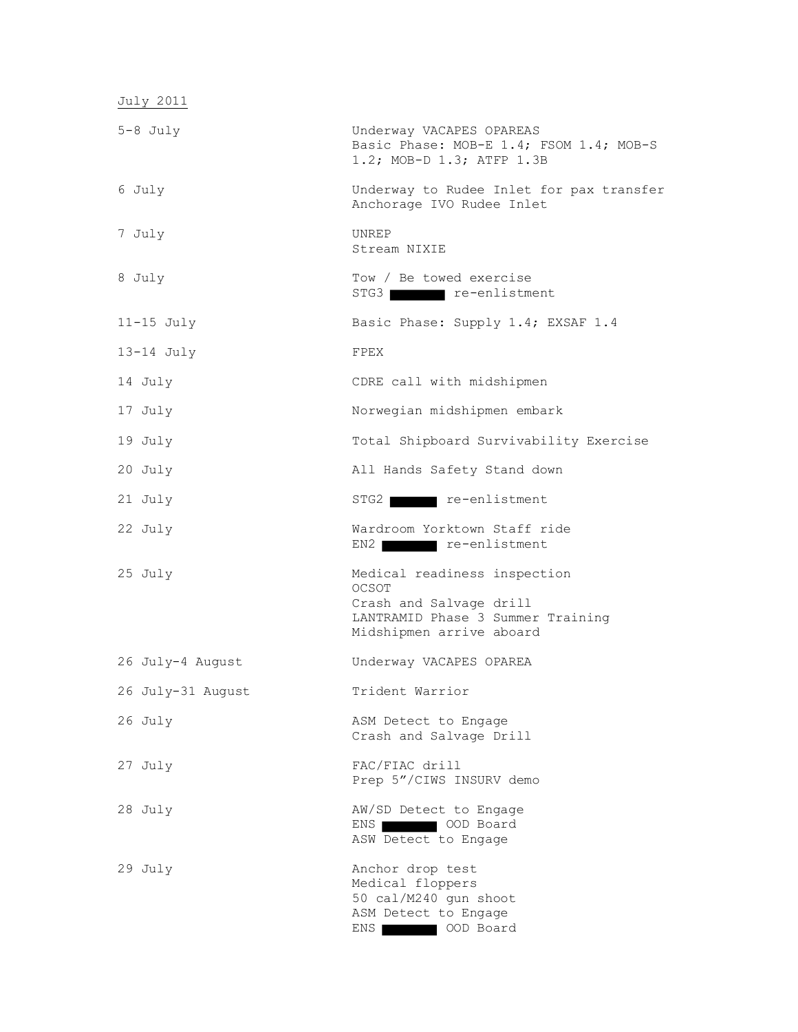July 2011

| | |
|---|---|
| 5-8 July | Underway VACAPES OPAREAS<br>Basic Phase: MOB-E 1.4; FSOM 1.4; MOB-S 1.2; MOB-D 1.3; ATFP 1.3B |
| 6 July | Underway to Rudee Inlet for pax transfer<br>Anchorage IVO Rudee Inlet |
| 7 July | UNREP<br>Stream NIXIE |
| 8 July | Tow / Be towed exercise<br>STG3 ███ re-enlistment |
| 11-15 July | Basic Phase: Supply 1.4; EXSAF 1.4 |
| 13-14 July | FPEX |
| 14 July | CDRE call with midshipmen |
| 17 July | Norwegian midshipmen embark |
| 19 July | Total Shipboard Survivability Exercise |
| 20 July | All Hands Safety Stand down |
| 21 July | STG2 ███ re-enlistment |
| 22 July | Wardroom Yorktown Staff ride<br>EN2 ███ re-enlistment |
| 25 July | Medical readiness inspection<br>OCSOT<br>Crash and Salvage drill<br>LANTRAMID Phase 3 Summer Training<br>Midshipmen arrive aboard |
| 26 July-4 August | Underway VACAPES OPAREA |
| 26 July-31 August | Trident Warrior |
| 26 July | ASM Detect to Engage<br>Crash and Salvage Drill |
| 27 July | FAC/FIAC drill<br>Prep 5"/CIWS INSURV demo |
| 28 July | AW/SD Detect to Engage<br>ENS ███ OOD Board<br>ASW Detect to Engage |
| 29 July | Anchor drop test<br>Medical floppers<br>50 cal/M240 gun shoot<br>ASM Detect to Engage<br>ENS ███ OOD Board |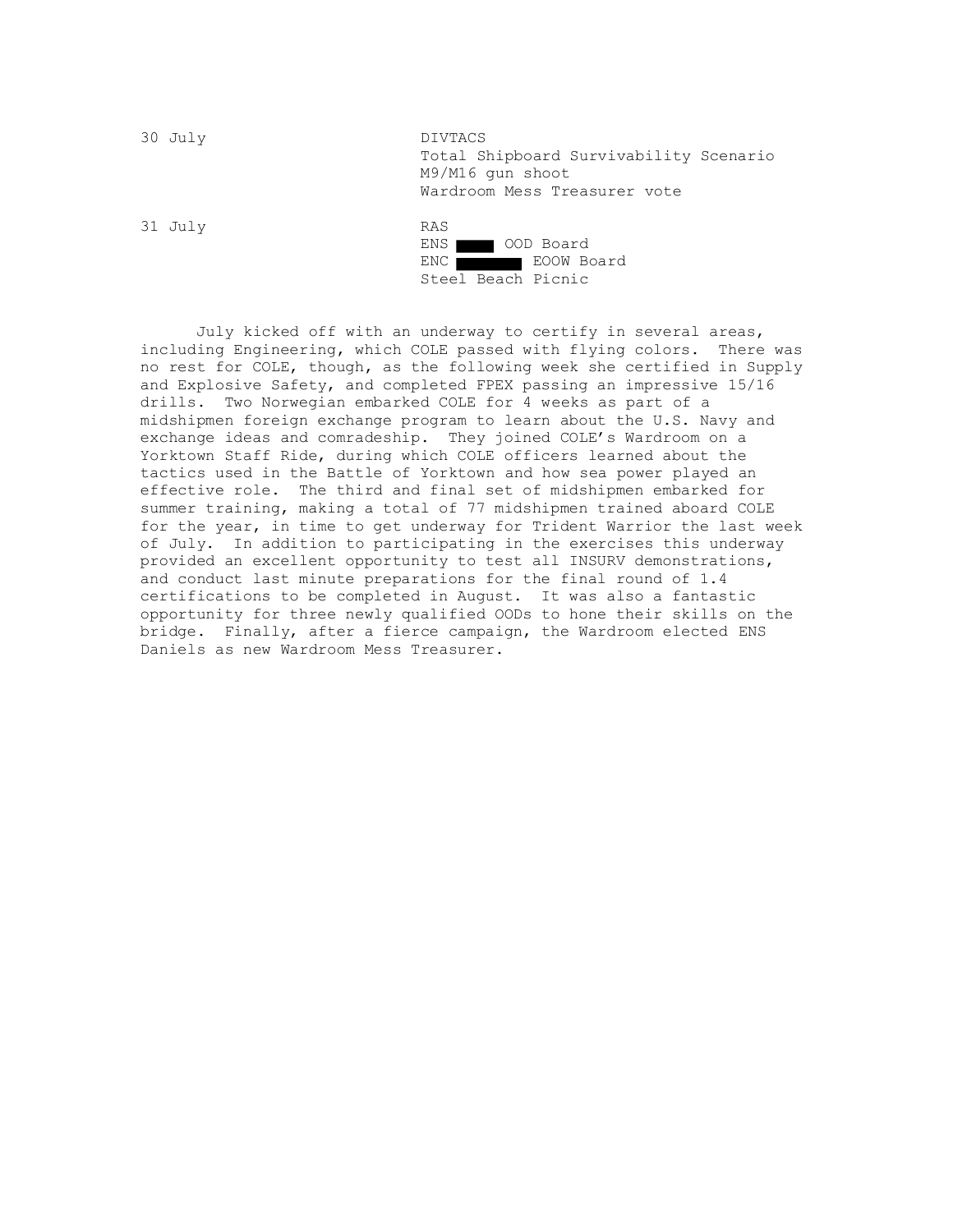| | |
|---|---|
| 30 July | DIVTACS<br>Total Shipboard Survivability Scenario<br>M9/M16 gun shoot<br>Wardroom Mess Treasurer vote |
| 31 July | RAS<br>ENS ████ OOD Board<br>ENC ██████ EOOW Board<br>Steel Beach Picnic |

July kicked off with an underway to certify in several areas, including Engineering, which COLE passed with flying colors. There was no rest for COLE, though, as the following week she certified in Supply and Explosive Safety, and completed FPEX passing an impressive 15/16 drills. Two Norwegian embarked COLE for 4 weeks as part of a midshipmen foreign exchange program to learn about the U.S. Navy and exchange ideas and comradeship. They joined COLE's Wardroom on a Yorktown Staff Ride, during which COLE officers learned about the tactics used in the Battle of Yorktown and how sea power played an effective role. The third and final set of midshipmen embarked for summer training, making a total of 77 midshipmen trained aboard COLE for the year, in time to get underway for Trident Warrior the last week of July. In addition to participating in the exercises this underway provided an excellent opportunity to test all INSURV demonstrations, and conduct last minute preparations for the final round of 1.4 certifications to be completed in August. It was also a fantastic opportunity for three newly qualified OODs to hone their skills on the bridge. Finally, after a fierce campaign, the Wardroom elected ENS Daniels as new Wardroom Mess Treasurer.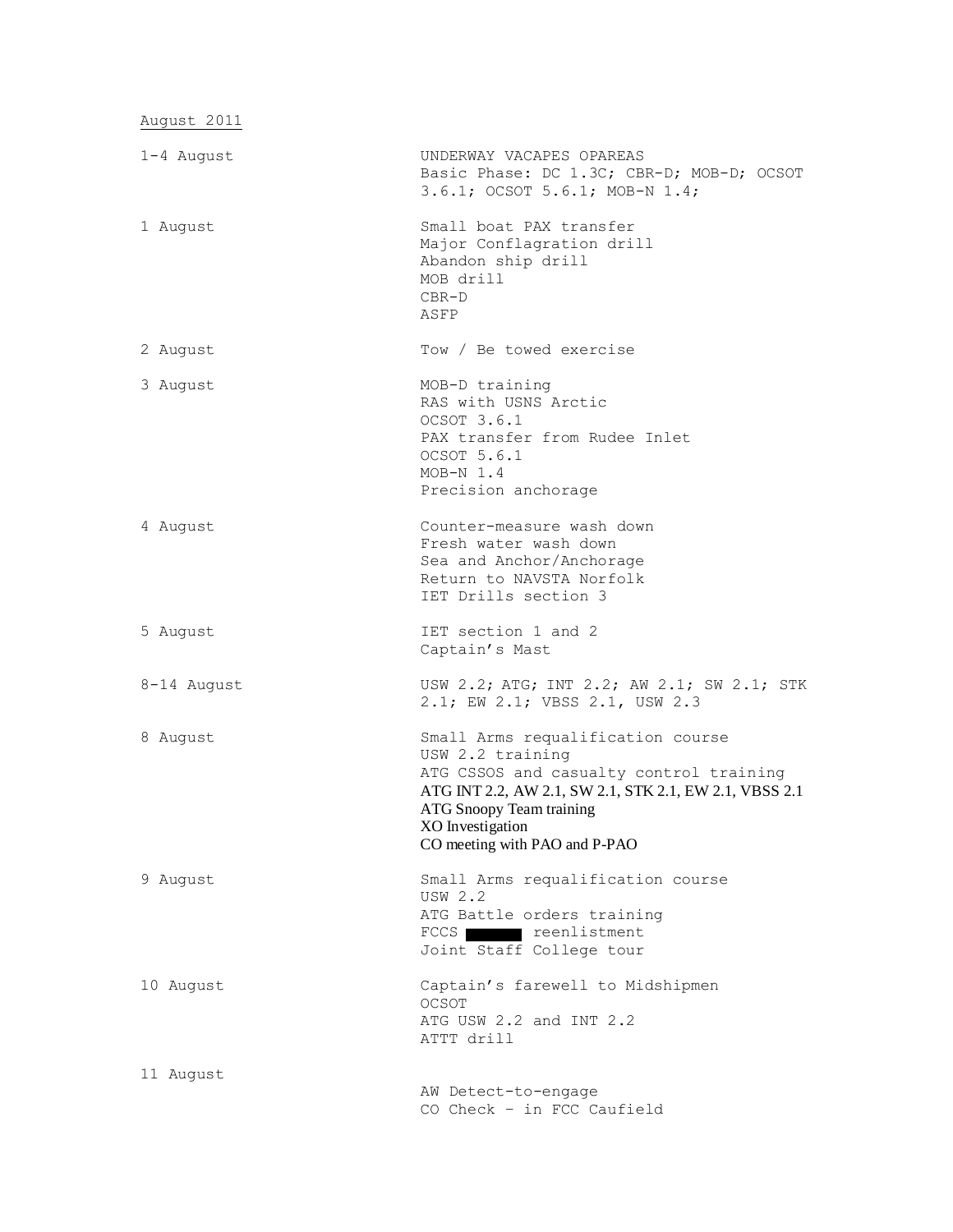August 2011

| | |
|---|---|
| 1-4 August | UNDERWAY VACAPES OPAREAS<br>Basic Phase: DC 1.3C; CBR-D; MOB-D; OCSOT 3.6.1; OCSOT 5.6.1; MOB-N 1.4; |
| 1 August | Small boat PAX transfer<br>Major Conflagration drill<br>Abandon ship drill<br>MOB drill<br>CBR-D<br>ASFP |
| 2 August | Tow / Be towed exercise |
| 3 August | MOB-D training<br>RAS with USNS Arctic<br>OCSOT 3.6.1<br>PAX transfer from Rudee Inlet<br>OCSOT 5.6.1<br>MOB-N 1.4<br>Precision anchorage |
| 4 August | Counter-measure wash down<br>Fresh water wash down<br>Sea and Anchor/Anchorage<br>Return to NAVSTA Norfolk<br>IET Drills section 3 |
| 5 August | IET section 1 and 2<br>Captain's Mast |
| 8-14 August | USW 2.2; ATG; INT 2.2; AW 2.1; SW 2.1; STK 2.1; EW 2.1; VBSS 2.1, USW 2.3 |
| 8 August | Small Arms requalification course<br>USW 2.2 training<br>ATG CSSOS and casualty control training<br>ATG INT 2.2, AW 2.1, SW 2.1, STK 2.1, EW 2.1, VBSS 2.1<br>ATG Snoopy Team training<br>XO Investigation<br>CO meeting with PAO and P-PAO |
| 9 August | Small Arms requalification course<br>USW 2.2<br>ATG Battle orders training<br>FCCS [REDACTED] reenlistment<br>Joint Staff College tour |
| 10 August | Captain's farewell to Midshipmen<br>OCSOT<br>ATG USW 2.2 and INT 2.2<br>ATTT drill |
| 11 August | AW Detect-to-engage<br>CO Check – in FCC Caufield |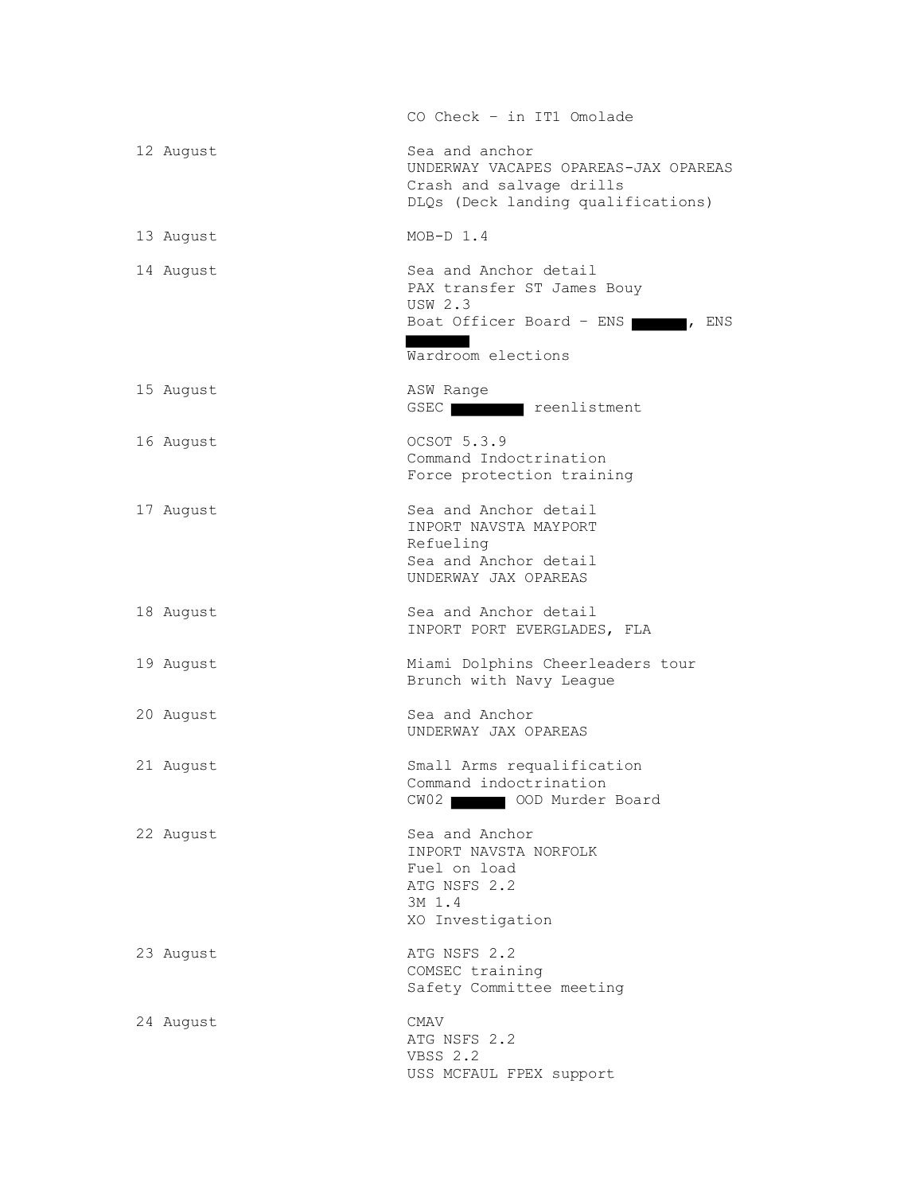| | |
|---|---|
| | CO Check – in IT1 Omolade |
| 12 August | Sea and anchor<br>UNDERWAY VACAPES OPAREAS-JAX OPAREAS<br>Crash and salvage drills<br>DLQs (Deck landing qualifications) |
| 13 August | MOB-D 1.4 |
| 14 August | Sea and Anchor detail<br>PAX transfer ST James Bouy<br>USW 2.3<br>Boat Officer Board – ENS ██████, ENS ██████<br>Wardroom elections |
| 15 August | ASW Range<br>GSEC ██████ reenlistment |
| 16 August | OCSOT 5.3.9<br>Command Indoctrination<br>Force protection training |
| 17 August | Sea and Anchor detail<br>INPORT NAVSTA MAYPORT<br>Refueling<br>Sea and Anchor detail<br>UNDERWAY JAX OPAREAS |
| 18 August | Sea and Anchor detail<br>INPORT PORT EVERGLADES, FLA |
| 19 August | Miami Dolphins Cheerleaders tour<br>Brunch with Navy League |
| 20 August | Sea and Anchor<br>UNDERWAY JAX OPAREAS |
| 21 August | Small Arms requalification<br>Command indoctrination<br>CWO2 ██████ OOD Murder Board |
| 22 August | Sea and Anchor<br>INPORT NAVSTA NORFOLK<br>Fuel on load<br>ATG NSFS 2.2<br>3M 1.4<br>XO Investigation |
| 23 August | ATG NSFS 2.2<br>COMSEC training<br>Safety Committee meeting |
| 24 August | CMAV<br>ATG NSFS 2.2<br>VBSS 2.2<br>USS MCFAUL FPEX support |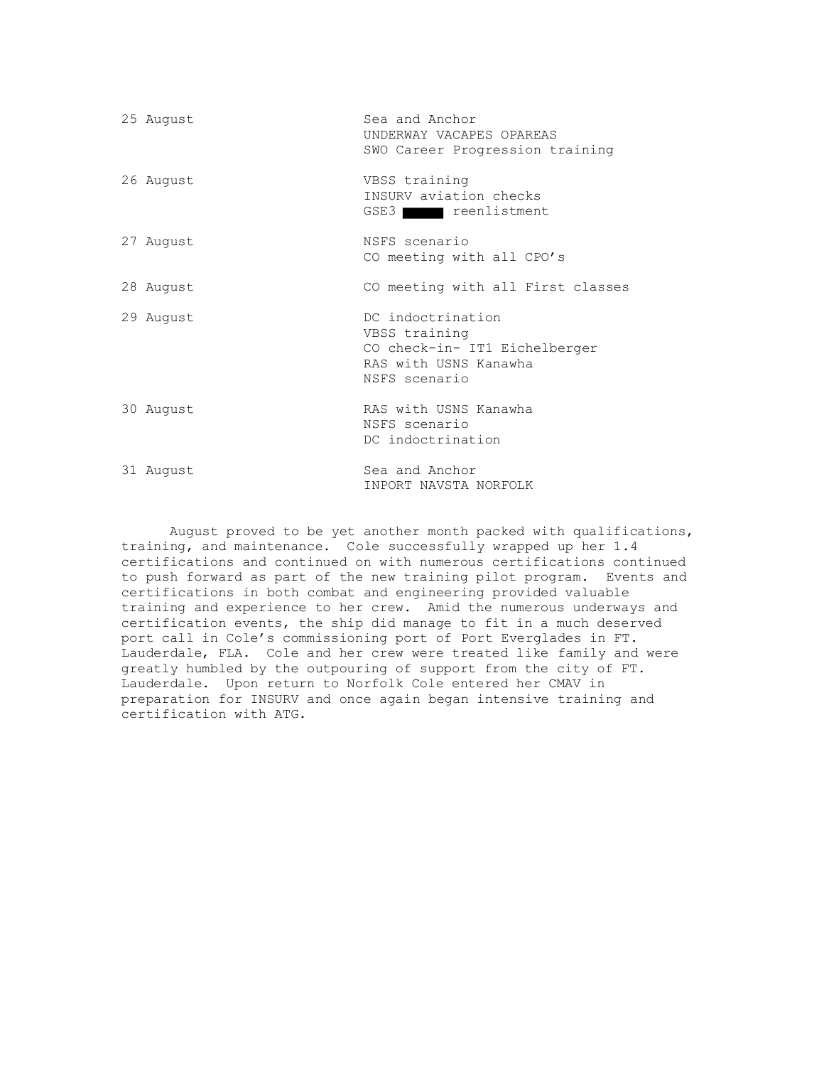| | |
|---|---|
| 25 August | Sea and Anchor<br>UNDERWAY VACAPES OPAREAS<br>SWO Career Progression training |
| 26 August | VBSS training<br>INSURV aviation checks<br>GSE3 ████ reenlistment |
| 27 August | NSFS scenario<br>CO meeting with all CPO's |
| 28 August | CO meeting with all First classes |
| 29 August | DC indoctrination<br>VBSS training<br>CO check-in- IT1 Eichelberger<br>RAS with USNS Kanawha<br>NSFS scenario |
| 30 August | RAS with USNS Kanawha<br>NSFS scenario<br>DC indoctrination |
| 31 August | Sea and Anchor<br>INPORT NAVSTA NORFOLK |

August proved to be yet another month packed with qualifications, training, and maintenance. Cole successfully wrapped up her 1.4 certifications and continued on with numerous certifications continued to push forward as part of the new training pilot program. Events and certifications in both combat and engineering provided valuable training and experience to her crew. Amid the numerous underways and certification events, the ship did manage to fit in a much deserved port call in Cole's commissioning port of Port Everglades in FT. Lauderdale, FLA. Cole and her crew were treated like family and were greatly humbled by the outpouring of support from the city of FT. Lauderdale. Upon return to Norfolk Cole entered her CMAV in preparation for INSURV and once again began intensive training and certification with ATG.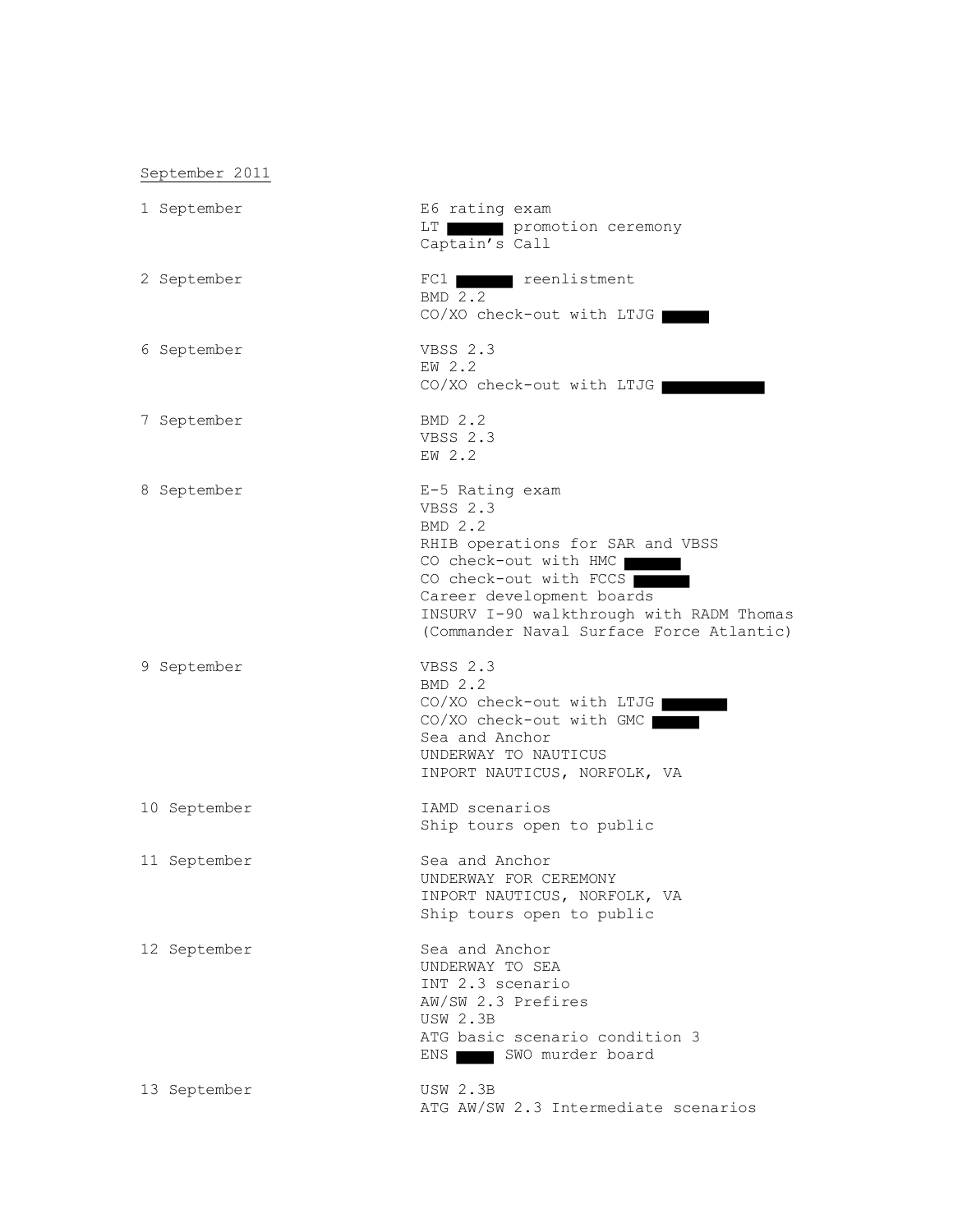<u>September 2011</u>

| | |
|---|---|
| 1 September | E6 rating exam<br>LT ██████ promotion ceremony<br>Captain's Call |
| 2 September | FC1 ██████ reenlistment<br>BMD 2.2<br>CO/XO check-out with LTJG █████ |
| 6 September | VBSS 2.3<br>EW 2.2<br>CO/XO check-out with LTJG ███████████ |
| 7 September | BMD 2.2<br>VBSS 2.3<br>EW 2.2 |
| 8 September | E-5 Rating exam<br>VBSS 2.3<br>BMD 2.2<br>RHIB operations for SAR and VBSS<br>CO check-out with HMC ██████<br>CO check-out with FCCS ██████<br>Career development boards<br>INSURV I-90 walkthrough with RADM Thomas (Commander Naval Surface Force Atlantic) |
| 9 September | VBSS 2.3<br>BMD 2.2<br>CO/XO check-out with LTJG ███████<br>CO/XO check-out with GMC █████<br>Sea and Anchor<br>UNDERWAY TO NAUTICUS<br>INPORT NAUTICUS, NORFOLK, VA |
| 10 September | IAMD scenarios<br>Ship tours open to public |
| 11 September | Sea and Anchor<br>UNDERWAY FOR CEREMONY<br>INPORT NAUTICUS, NORFOLK, VA<br>Ship tours open to public |
| 12 September | Sea and Anchor<br>UNDERWAY TO SEA<br>INT 2.3 scenario<br>AW/SW 2.3 Prefires<br>USW 2.3B<br>ATG basic scenario condition 3<br>ENS ████ SWO murder board |
| 13 September | USW 2.3B<br>ATG AW/SW 2.3 Intermediate scenarios |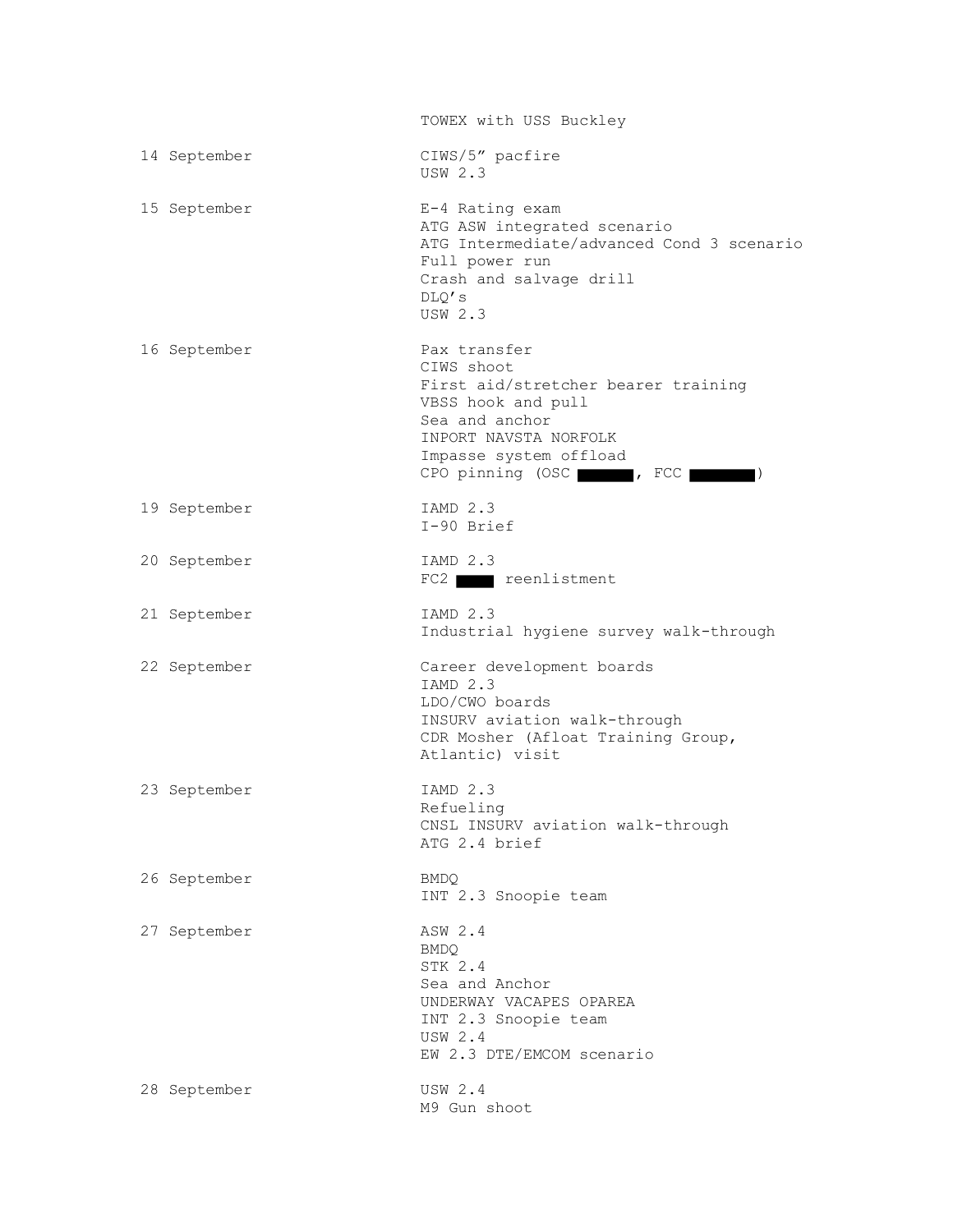| | |
|---|---|
| | TOWEX with USS Buckley |
| 14 September | CIWS/5" pacfire<br>USW 2.3 |
| 15 September | E-4 Rating exam<br>ATG ASW integrated scenario<br>ATG Intermediate/advanced Cond 3 scenario<br>Full power run<br>Crash and salvage drill<br>DLQ's<br>USW 2.3 |
| 16 September | Pax transfer<br>CIWS shoot<br>First aid/stretcher bearer training<br>VBSS hook and pull<br>Sea and anchor<br>INPORT NAVSTA NORFOLK<br>Impasse system offload<br>CPO pinning (OSC ██████, FCC ███████) |
| 19 September | IAMD 2.3<br>I-90 Brief |
| 20 September | IAMD 2.3<br>FC2 ████ reenlistment |
| 21 September | IAMD 2.3<br>Industrial hygiene survey walk-through |
| 22 September | Career development boards<br>IAMD 2.3<br>LDO/CWO boards<br>INSURV aviation walk-through<br>CDR Mosher (Afloat Training Group, Atlantic) visit |
| 23 September | IAMD 2.3<br>Refueling<br>CNSL INSURV aviation walk-through<br>ATG 2.4 brief |
| 26 September | BMDQ<br>INT 2.3 Snoopie team |
| 27 September | ASW 2.4<br>BMDQ<br>STK 2.4<br>Sea and Anchor<br>UNDERWAY VACAPES OPAREA<br>INT 2.3 Snoopie team<br>USW 2.4<br>EW 2.3 DTE/EMCOM scenario |
| 28 September | USW 2.4<br>M9 Gun shoot |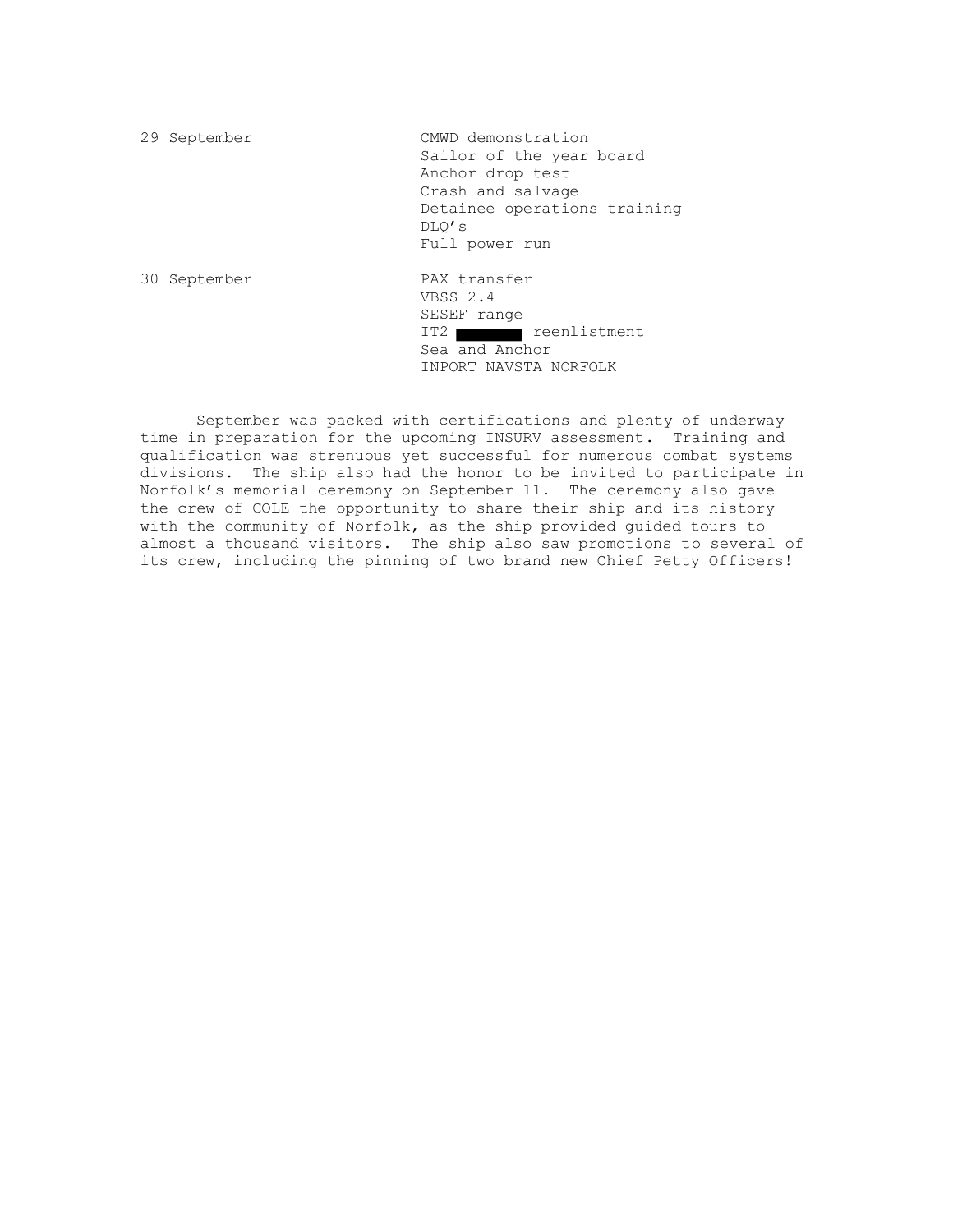| | |
|---|---|
| 29 September | CMWD demonstration<br>Sailor of the year board<br>Anchor drop test<br>Crash and salvage<br>Detainee operations training<br>DLQ's<br>Full power run |
| 30 September | PAX transfer<br>VBSS 2.4<br>SESEF range<br>IT2 ███████ reenlistment<br>Sea and Anchor<br>INPORT NAVSTA NORFOLK |

September was packed with certifications and plenty of underway time in preparation for the upcoming INSURV assessment. Training and qualification was strenuous yet successful for numerous combat systems divisions. The ship also had the honor to be invited to participate in Norfolk's memorial ceremony on September 11. The ceremony also gave the crew of COLE the opportunity to share their ship and its history with the community of Norfolk, as the ship provided guided tours to almost a thousand visitors. The ship also saw promotions to several of its crew, including the pinning of two brand new Chief Petty Officers!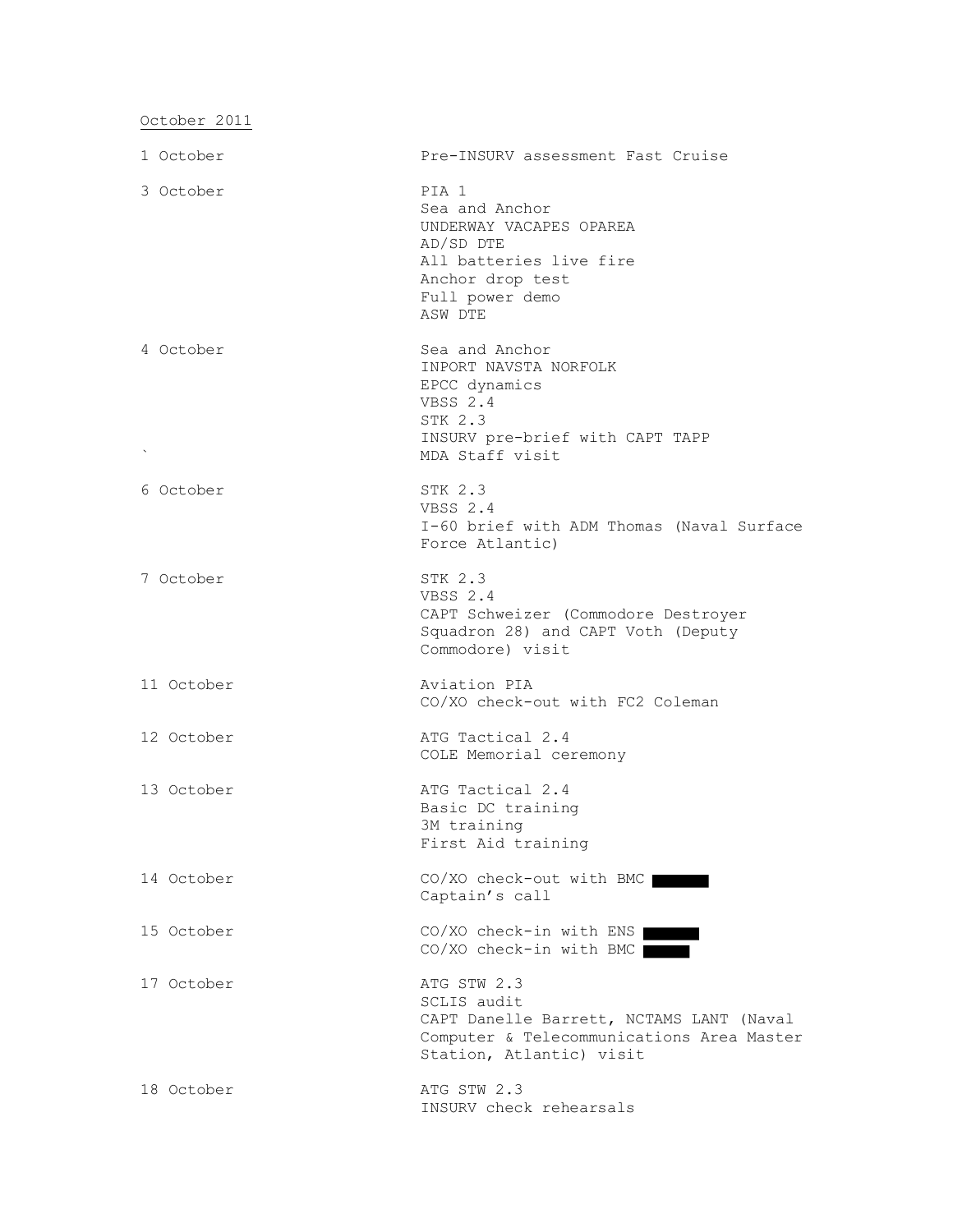October 2011

| | |
|---|---|
| 1 October | Pre-INSURV assessment Fast Cruise |
| 3 October | PIA 1<br>Sea and Anchor<br>UNDERWAY VACAPES OPAREA<br>AD/SD DTE<br>All batteries live fire<br>Anchor drop test<br>Full power demo<br>ASW DTE |
| 4 October | Sea and Anchor<br>INPORT NAVSTA NORFOLK<br>EPCC dynamics<br>VBSS 2.4<br>STK 2.3<br>INSURV pre-brief with CAPT TAPP<br>MDA Staff visit |
| 6 October | STK 2.3<br>VBSS 2.4<br>I-60 brief with ADM Thomas (Naval Surface Force Atlantic) |
| 7 October | STK 2.3<br>VBSS 2.4<br>CAPT Schweizer (Commodore Destroyer Squadron 28) and CAPT Voth (Deputy Commodore) visit |
| 11 October | Aviation PIA<br>CO/XO check-out with FC2 Coleman |
| 12 October | ATG Tactical 2.4<br>COLE Memorial ceremony |
| 13 October | ATG Tactical 2.4<br>Basic DC training<br>3M training<br>First Aid training |
| 14 October | CO/XO check-out with BMC [REDACTED]<br>Captain's call |
| 15 October | CO/XO check-in with ENS [REDACTED]<br>CO/XO check-in with BMC [REDACTED] |
| 17 October | ATG STW 2.3<br>SCLIS audit<br>CAPT Danelle Barrett, NCTAMS LANT (Naval Computer & Telecommunications Area Master Station, Atlantic) visit |
| 18 October | ATG STW 2.3<br>INSURV check rehearsals |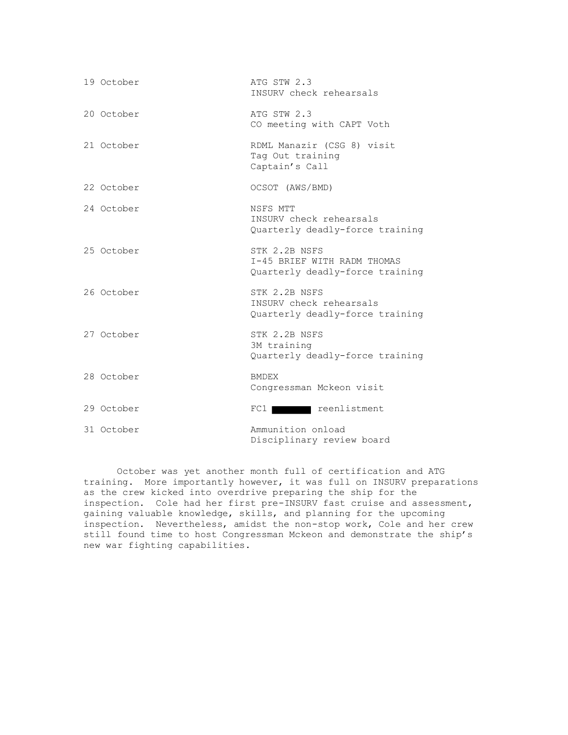| | |
|---|---|
| 19 October | ATG STW 2.3<br>INSURV check rehearsals |
| 20 October | ATG STW 2.3<br>CO meeting with CAPT Voth |
| 21 October | RDML Manazir (CSG 8) visit<br>Tag Out training<br>Captain's Call |
| 22 October | OCSOT (AWS/BMD) |
| 24 October | NSFS MTT<br>INSURV check rehearsals<br>Quarterly deadly-force training |
| 25 October | STK 2.2B NSFS<br>I-45 BRIEF WITH RADM THOMAS<br>Quarterly deadly-force training |
| 26 October | STK 2.2B NSFS<br>INSURV check rehearsals<br>Quarterly deadly-force training |
| 27 October | STK 2.2B NSFS<br>3M training<br>Quarterly deadly-force training |
| 28 October | BMDEX<br>Congressman Mckeon visit |
| 29 October | FC1 [REDACTED] reenlistment |
| 31 October | Ammunition onload<br>Disciplinary review board |

October was yet another month full of certification and ATG training. More importantly however, it was full on INSURV preparations as the crew kicked into overdrive preparing the ship for the inspection. Cole had her first pre-INSURV fast cruise and assessment, gaining valuable knowledge, skills, and planning for the upcoming inspection. Nevertheless, amidst the non-stop work, Cole and her crew still found time to host Congressman Mckeon and demonstrate the ship's new war fighting capabilities.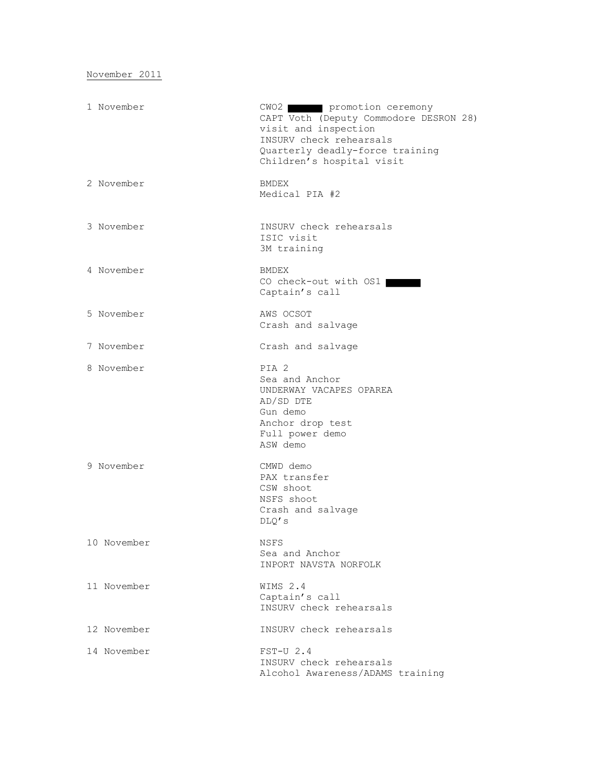November 2011

| | |
|---|---|
| 1 November | CWO2 ██████ promotion ceremony<br>CAPT Voth (Deputy Commodore DESRON 28) visit and inspection<br>INSURV check rehearsals<br>Quarterly deadly-force training<br>Children's hospital visit |
| 2 November | BMDEX<br>Medical PIA #2 |
| 3 November | INSURV check rehearsals<br>ISIC visit<br>3M training |
| 4 November | BMDEX<br>CO check-out with OS1 ██████<br>Captain's call |
| 5 November | AWS OCSOT<br>Crash and salvage |
| 7 November | Crash and salvage |
| 8 November | PIA 2<br>Sea and Anchor<br>UNDERWAY VACAPES OPAREA<br>AD/SD DTE<br>Gun demo<br>Anchor drop test<br>Full power demo<br>ASW demo |
| 9 November | CMWD demo<br>PAX transfer<br>CSW shoot<br>NSFS shoot<br>Crash and salvage<br>DLQ's |
| 10 November | NSFS<br>Sea and Anchor<br>INPORT NAVSTA NORFOLK |
| 11 November | WIMS 2.4<br>Captain's call<br>INSURV check rehearsals |
| 12 November | INSURV check rehearsals |
| 14 November | FST-U 2.4<br>INSURV check rehearsals<br>Alcohol Awareness/ADAMS training |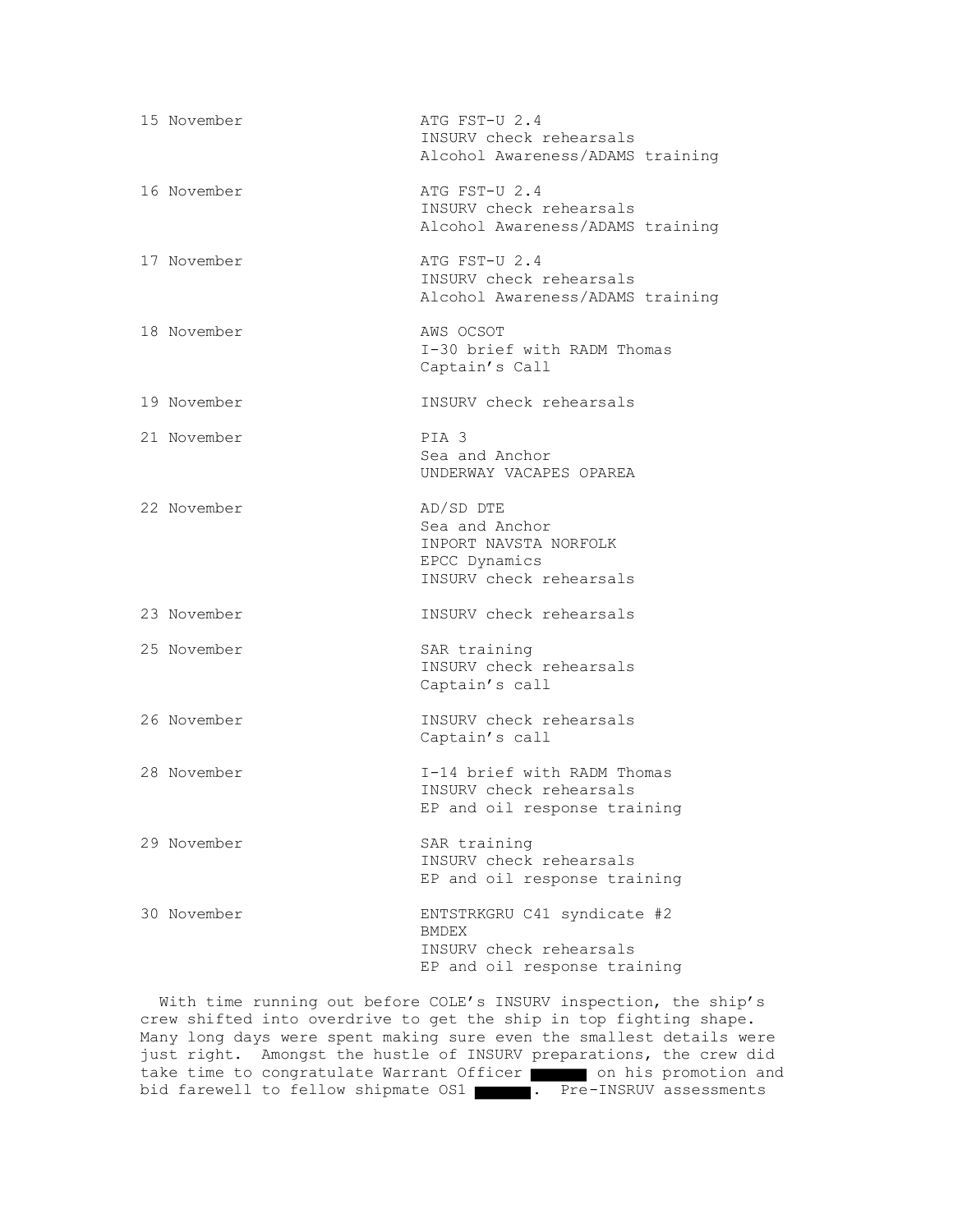| | |
|---|---|
| 15 November | ATG FST-U 2.4<br>INSURV check rehearsals<br>Alcohol Awareness/ADAMS training |
| 16 November | ATG FST-U 2.4<br>INSURV check rehearsals<br>Alcohol Awareness/ADAMS training |
| 17 November | ATG FST-U 2.4<br>INSURV check rehearsals<br>Alcohol Awareness/ADAMS training |
| 18 November | AWS OCSOT<br>I-30 brief with RADM Thomas<br>Captain's Call |
| 19 November | INSURV check rehearsals |
| 21 November | PIA 3<br>Sea and Anchor<br>UNDERWAY VACAPES OPAREA |
| 22 November | AD/SD DTE<br>Sea and Anchor<br>INPORT NAVSTA NORFOLK<br>EPCC Dynamics<br>INSURV check rehearsals |
| 23 November | INSURV check rehearsals |
| 25 November | SAR training<br>INSURV check rehearsals<br>Captain's call |
| 26 November | INSURV check rehearsals<br>Captain's call |
| 28 November | I-14 brief with RADM Thomas<br>INSURV check rehearsals<br>EP and oil response training |
| 29 November | SAR training<br>INSURV check rehearsals<br>EP and oil response training |
| 30 November | ENTSTRKGRU C41 syndicate #2<br>BMDEX<br>INSURV check rehearsals<br>EP and oil response training |

With time running out before COLE's INSURV inspection, the ship's crew shifted into overdrive to get the ship in top fighting shape. Many long days were spent making sure even the smallest details were just right. Amongst the hustle of INSURV preparations, the crew did take time to congratulate Warrant Officer ██████ on his promotion and bid farewell to fellow shipmate OS1 ██████. Pre-INSRUV assessments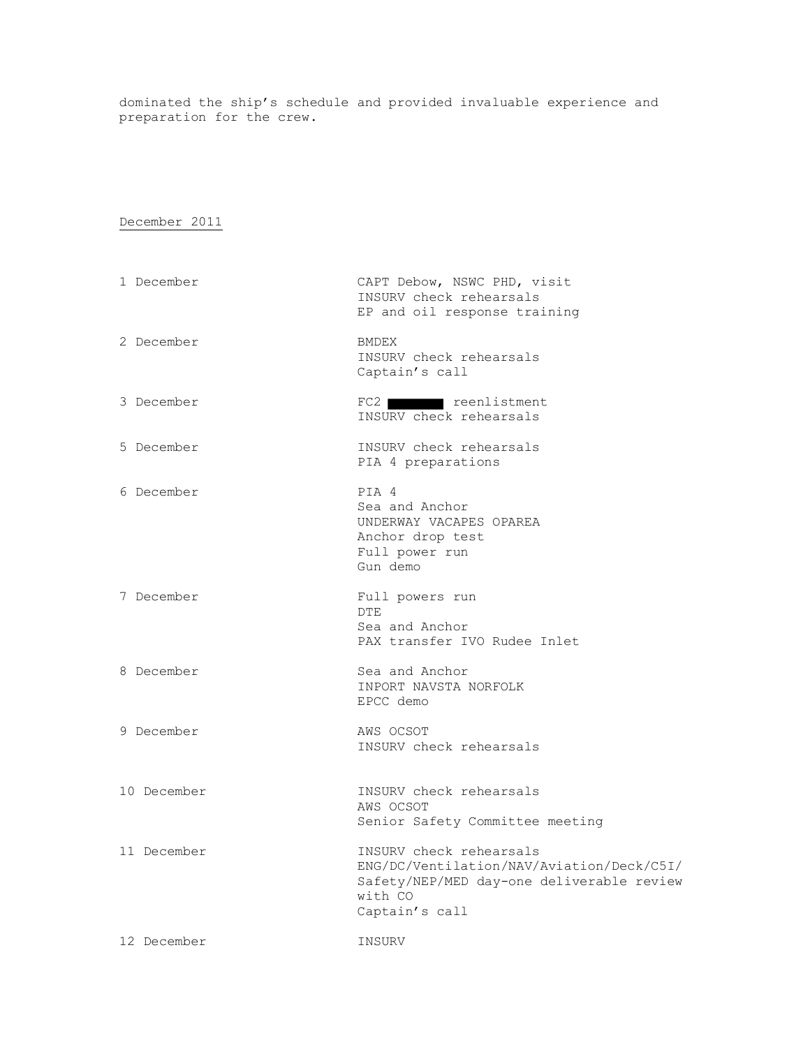dominated the ship's schedule and provided invaluable experience and preparation for the crew.

<u>December 2011</u>

| | |
|---|---|
| 1 December | CAPT Debow, NSWC PHD, visit<br>INSURV check rehearsals<br>EP and oil response training |
| 2 December | BMDEX<br>INSURV check rehearsals<br>Captain's call |
| 3 December | FC2 ██████ reenlistment<br>INSURV check rehearsals |
| 5 December | INSURV check rehearsals<br>PIA 4 preparations |
| 6 December | PIA 4<br>Sea and Anchor<br>UNDERWAY VACAPES OPAREA<br>Anchor drop test<br>Full power run<br>Gun demo |
| 7 December | Full powers run<br>DTE<br>Sea and Anchor<br>PAX transfer IVO Rudee Inlet |
| 8 December | Sea and Anchor<br>INPORT NAVSTA NORFOLK<br>EPCC demo |
| 9 December | AWS OCSOT<br>INSURV check rehearsals |
| 10 December | INSURV check rehearsals<br>AWS OCSOT<br>Senior Safety Committee meeting |
| 11 December | INSURV check rehearsals<br>ENG/DC/Ventilation/NAV/Aviation/Deck/C5I/Safety/NEP/MED day-one deliverable review with CO<br>Captain's call |
| 12 December | INSURV |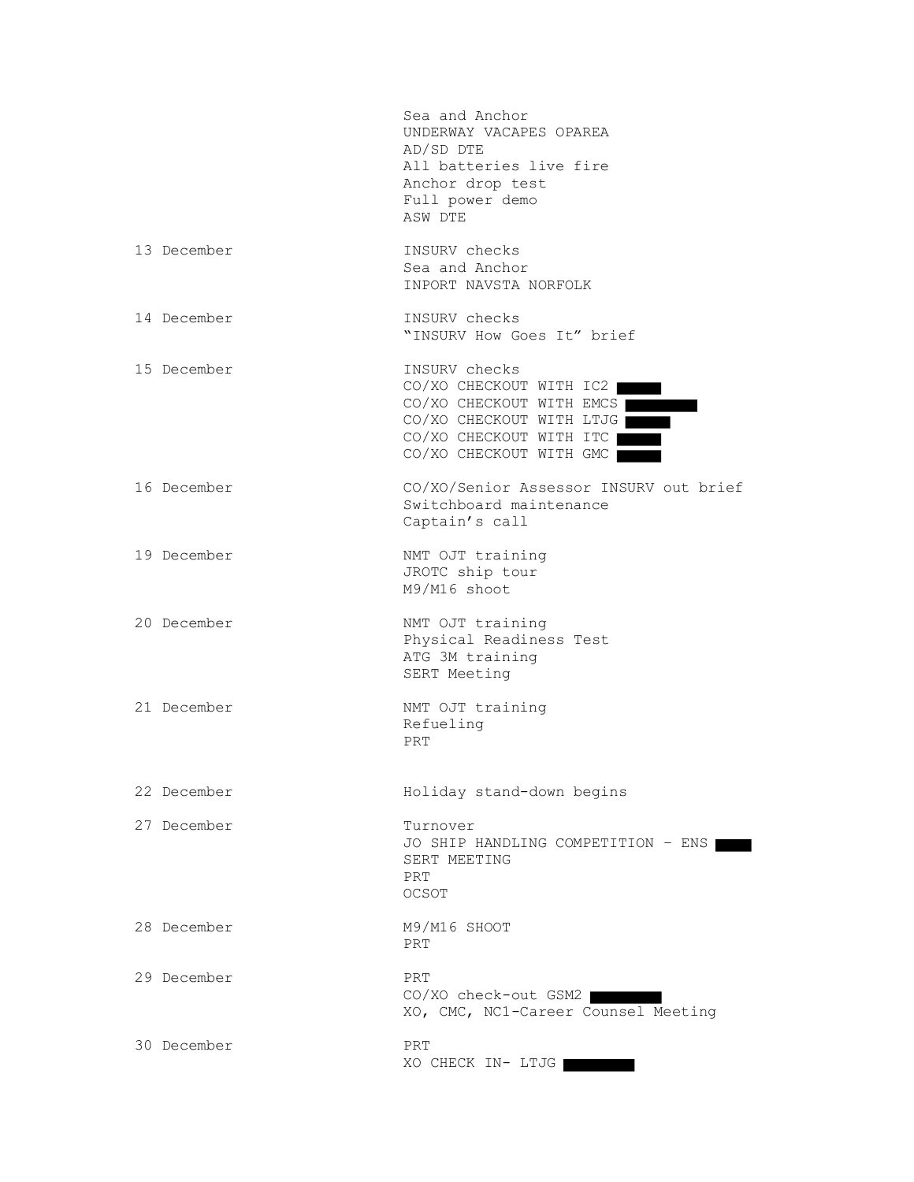| | |
|---|---|
| | Sea and Anchor<br>UNDERWAY VACAPES OPAREA<br>AD/SD DTE<br>All batteries live fire<br>Anchor drop test<br>Full power demo<br>ASW DTE |
| 13 December | INSURV checks<br>Sea and Anchor<br>INPORT NAVSTA NORFOLK |
| 14 December | INSURV checks<br>"INSURV How Goes It" brief |
| 15 December | INSURV checks<br>CO/XO CHECKOUT WITH IC2 ████<br>CO/XO CHECKOUT WITH EMCS ██████<br>CO/XO CHECKOUT WITH LTJG ████<br>CO/XO CHECKOUT WITH ITC ████<br>CO/XO CHECKOUT WITH GMC ████ |
| 16 December | CO/XO/Senior Assessor INSURV out brief<br>Switchboard maintenance<br>Captain's call |
| 19 December | NMT OJT training<br>JROTC ship tour<br>M9/M16 shoot |
| 20 December | NMT OJT training<br>Physical Readiness Test<br>ATG 3M training<br>SERT Meeting |
| 21 December | NMT OJT training<br>Refueling<br>PRT |
| 22 December | Holiday stand-down begins |
| 27 December | Turnover<br>JO SHIP HANDLING COMPETITION – ENS ███<br>SERT MEETING<br>PRT<br>OCSOT |
| 28 December | M9/M16 SHOOT<br>PRT |
| 29 December | PRT<br>CO/XO check-out GSM2 ██████<br>XO, CMC, NC1-Career Counsel Meeting |
| 30 December | PRT<br>XO CHECK IN- LTJG ██████ |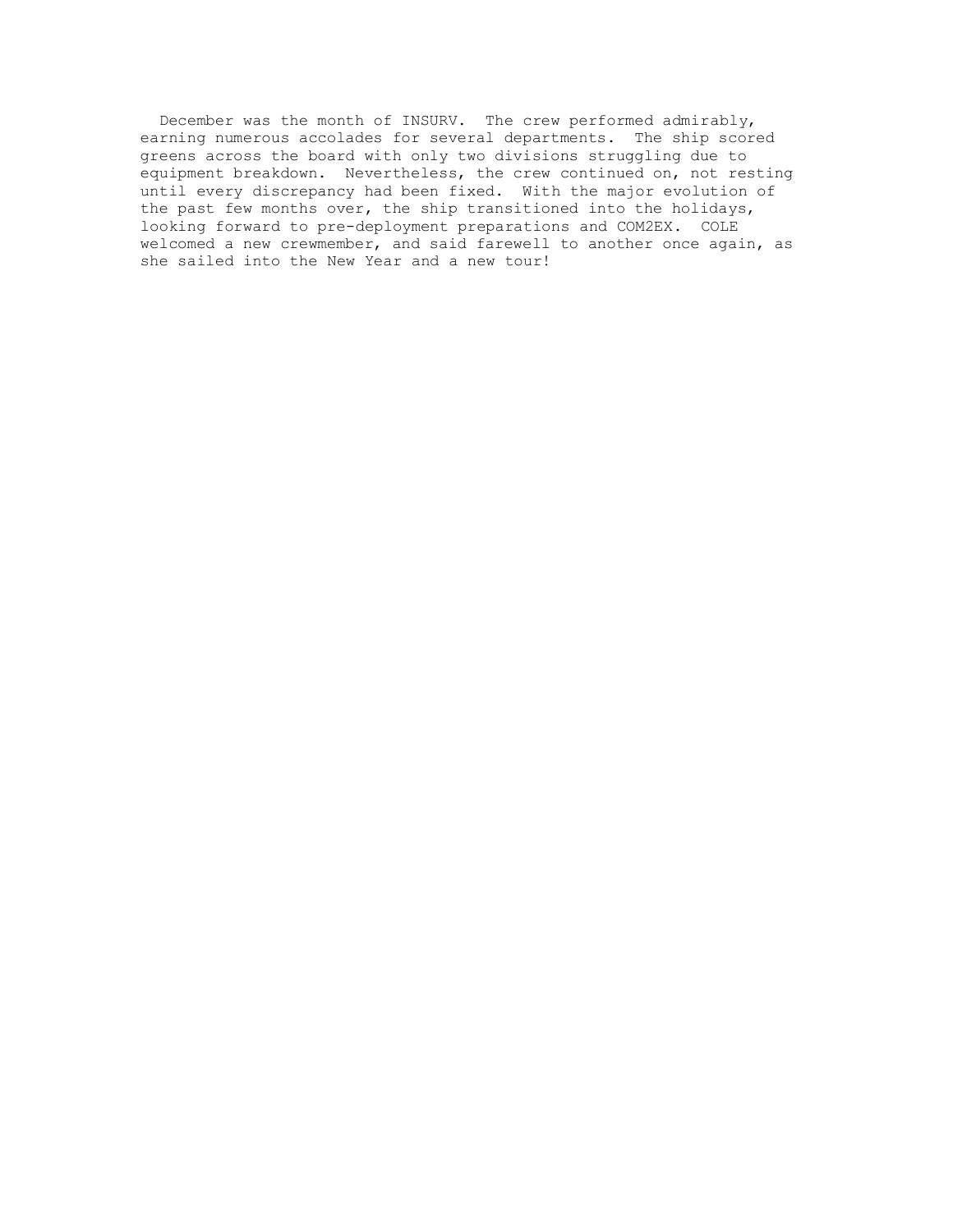December was the month of INSURV. The crew performed admirably, earning numerous accolades for several departments. The ship scored greens across the board with only two divisions struggling due to equipment breakdown. Nevertheless, the crew continued on, not resting until every discrepancy had been fixed. With the major evolution of the past few months over, the ship transitioned into the holidays, looking forward to pre-deployment preparations and COM2EX. COLE welcomed a new crewmember, and said farewell to another once again, as she sailed into the New Year and a new tour!